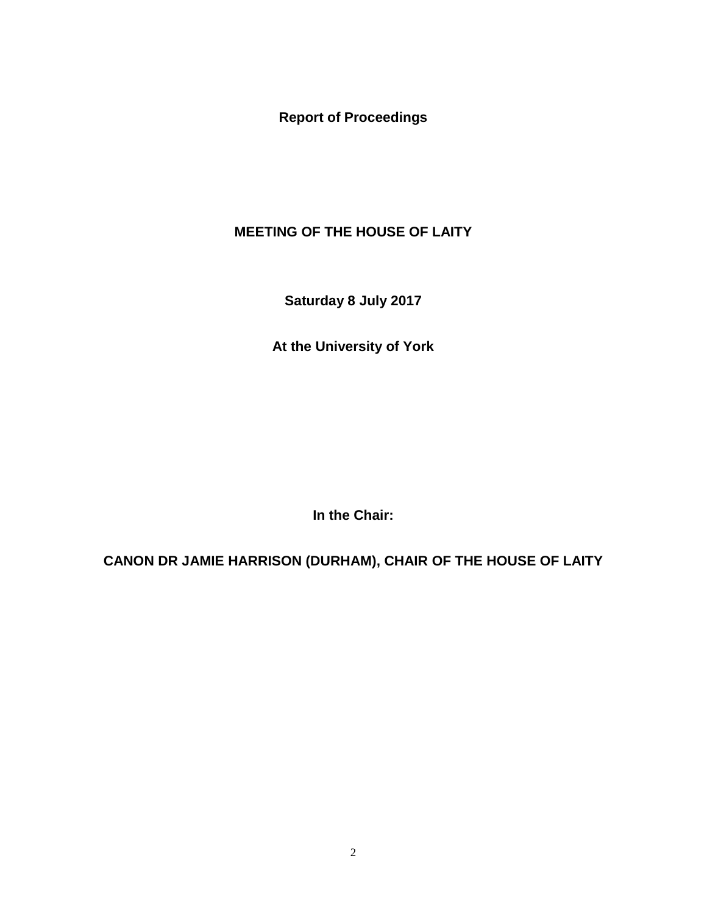**Report of Proceedings**

# MEETING OF THE HOUSE OF LAITY

**Saturday 8 July 2017**

**At the University of York**

**In the Chair:**

**CANON DR JAMIE HARRISON (DURHAM), CHAIR OF THE HOUSE OF LAITY**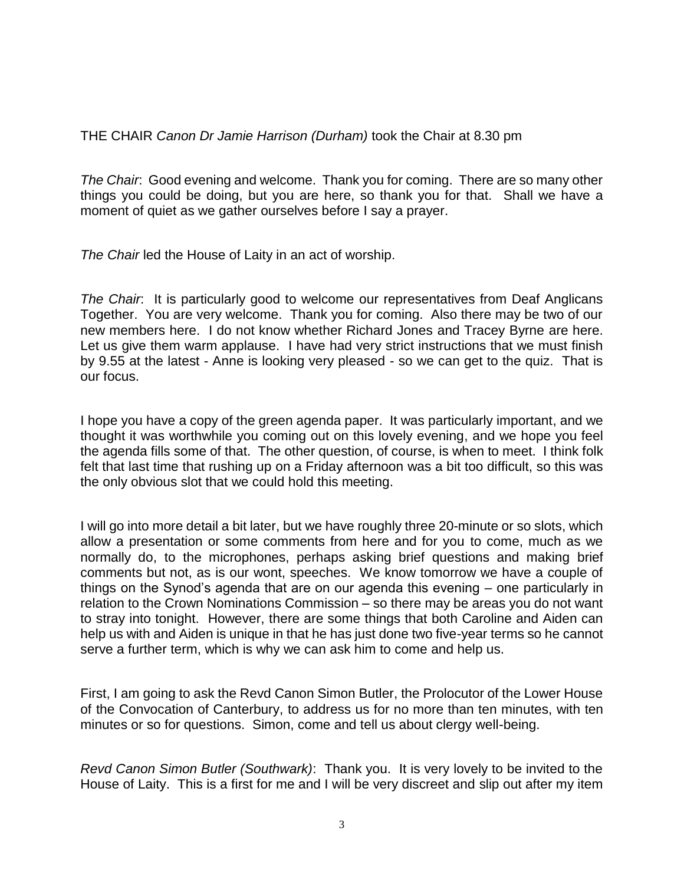THE CHAIR *Canon Dr Jamie Harrison (Durham)* took the Chair at 8.30 pm

*The Chair*: Good evening and welcome. Thank you for coming. There are so many other things you could be doing, but you are here, so thank you for that. Shall we have a moment of quiet as we gather ourselves before I say a prayer.

*The Chair* led the House of Laity in an act of worship.

*The Chair*: It is particularly good to welcome our representatives from Deaf Anglicans Together. You are very welcome. Thank you for coming. Also there may be two of our new members here. I do not know whether Richard Jones and Tracey Byrne are here. Let us give them warm applause. I have had very strict instructions that we must finish by 9.55 at the latest - Anne is looking very pleased - so we can get to the quiz. That is our focus.

I hope you have a copy of the green agenda paper. It was particularly important, and we thought it was worthwhile you coming out on this lovely evening, and we hope you feel the agenda fills some of that. The other question, of course, is when to meet. I think folk felt that last time that rushing up on a Friday afternoon was a bit too difficult, so this was the only obvious slot that we could hold this meeting.

I will go into more detail a bit later, but we have roughly three 20-minute or so slots, which allow a presentation or some comments from here and for you to come, much as we normally do, to the microphones, perhaps asking brief questions and making brief comments but not, as is our wont, speeches. We know tomorrow we have a couple of things on the Synod's agenda that are on our agenda this evening – one particularly in relation to the Crown Nominations Commission – so there may be areas you do not want to stray into tonight. However, there are some things that both Caroline and Aiden can help us with and Aiden is unique in that he has just done two five-year terms so he cannot serve a further term, which is why we can ask him to come and help us.

First, I am going to ask the Revd Canon Simon Butler, the Prolocutor of the Lower House of the Convocation of Canterbury, to address us for no more than ten minutes, with ten minutes or so for questions. Simon, come and tell us about clergy well-being.

*Revd Canon Simon Butler (Southwark)*: Thank you. It is very lovely to be invited to the House of Laity. This is a first for me and I will be very discreet and slip out after my item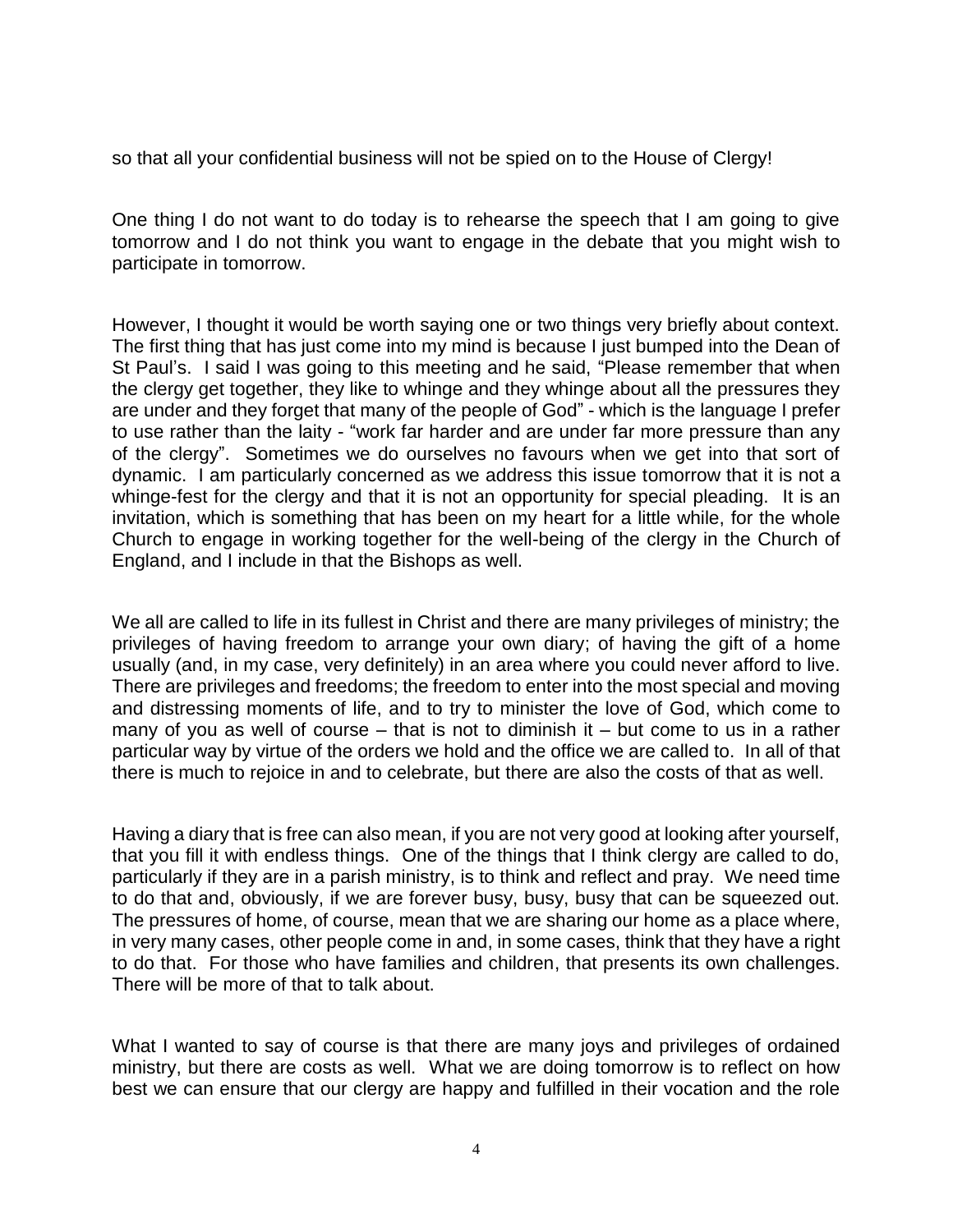so that all your confidential business will not be spied on to the House of Clergy!

One thing I do not want to do today is to rehearse the speech that I am going to give tomorrow and I do not think you want to engage in the debate that you might wish to participate in tomorrow.

However, I thought it would be worth saying one or two things very briefly about context. The first thing that has just come into my mind is because I just bumped into the Dean of St Paul's. I said I was going to this meeting and he said, "Please remember that when the clergy get together, they like to whinge and they whinge about all the pressures they are under and they forget that many of the people of God" - which is the language I prefer to use rather than the laity - "work far harder and are under far more pressure than any of the clergy". Sometimes we do ourselves no favours when we get into that sort of dynamic. I am particularly concerned as we address this issue tomorrow that it is not a whinge-fest for the clergy and that it is not an opportunity for special pleading. It is an invitation, which is something that has been on my heart for a little while, for the whole Church to engage in working together for the well-being of the clergy in the Church of England, and I include in that the Bishops as well.

We all are called to life in its fullest in Christ and there are many privileges of ministry; the privileges of having freedom to arrange your own diary; of having the gift of a home usually (and, in my case, very definitely) in an area where you could never afford to live. There are privileges and freedoms; the freedom to enter into the most special and moving and distressing moments of life, and to try to minister the love of God, which come to many of you as well of course – that is not to diminish it – but come to us in a rather particular way by virtue of the orders we hold and the office we are called to. In all of that there is much to rejoice in and to celebrate, but there are also the costs of that as well.

Having a diary that is free can also mean, if you are not very good at looking after yourself, that you fill it with endless things. One of the things that I think clergy are called to do, particularly if they are in a parish ministry, is to think and reflect and pray. We need time to do that and, obviously, if we are forever busy, busy, busy that can be squeezed out. The pressures of home, of course, mean that we are sharing our home as a place where, in very many cases, other people come in and, in some cases, think that they have a right to do that. For those who have families and children, that presents its own challenges. There will be more of that to talk about.

What I wanted to say of course is that there are many joys and privileges of ordained ministry, but there are costs as well. What we are doing tomorrow is to reflect on how best we can ensure that our clergy are happy and fulfilled in their vocation and the role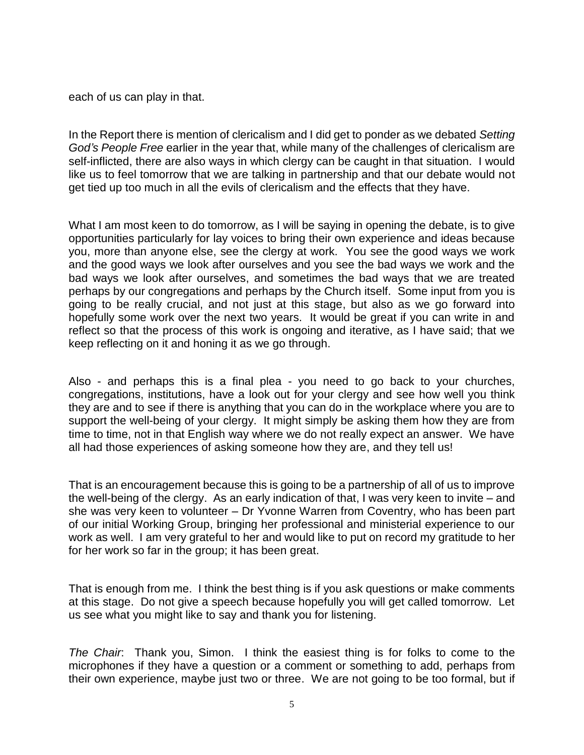each of us can play in that.

In the Report there is mention of clericalism and I did get to ponder as we debated *Setting God's People Free* earlier in the year that, while many of the challenges of clericalism are self-inflicted, there are also ways in which clergy can be caught in that situation. I would like us to feel tomorrow that we are talking in partnership and that our debate would not get tied up too much in all the evils of clericalism and the effects that they have.

What I am most keen to do tomorrow, as I will be saying in opening the debate, is to give opportunities particularly for lay voices to bring their own experience and ideas because you, more than anyone else, see the clergy at work. You see the good ways we work and the good ways we look after ourselves and you see the bad ways we work and the bad ways we look after ourselves, and sometimes the bad ways that we are treated perhaps by our congregations and perhaps by the Church itself. Some input from you is going to be really crucial, and not just at this stage, but also as we go forward into hopefully some work over the next two years. It would be great if you can write in and reflect so that the process of this work is ongoing and iterative, as I have said; that we keep reflecting on it and honing it as we go through.

Also - and perhaps this is a final plea - you need to go back to your churches, congregations, institutions, have a look out for your clergy and see how well you think they are and to see if there is anything that you can do in the workplace where you are to support the well-being of your clergy. It might simply be asking them how they are from time to time, not in that English way where we do not really expect an answer. We have all had those experiences of asking someone how they are, and they tell us!

That is an encouragement because this is going to be a partnership of all of us to improve the well-being of the clergy. As an early indication of that, I was very keen to invite – and she was very keen to volunteer – Dr Yvonne Warren from Coventry, who has been part of our initial Working Group, bringing her professional and ministerial experience to our work as well. I am very grateful to her and would like to put on record my gratitude to her for her work so far in the group; it has been great.

That is enough from me. I think the best thing is if you ask questions or make comments at this stage. Do not give a speech because hopefully you will get called tomorrow. Let us see what you might like to say and thank you for listening.

*The Chair*: Thank you, Simon. I think the easiest thing is for folks to come to the microphones if they have a question or a comment or something to add, perhaps from their own experience, maybe just two or three. We are not going to be too formal, but if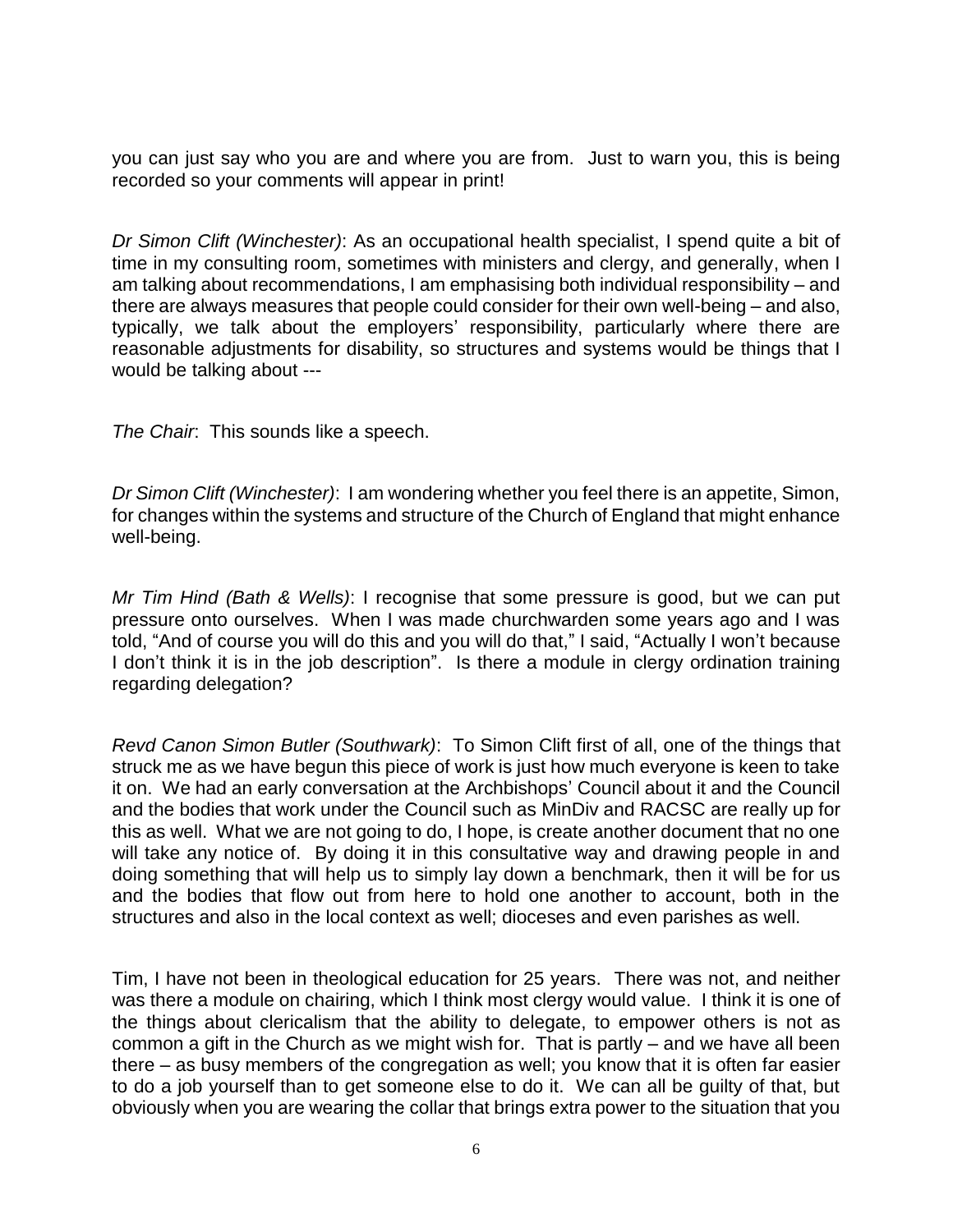you can just say who you are and where you are from. Just to warn you, this is being recorded so your comments will appear in print!

*Dr Simon Clift (Winchester)*: As an occupational health specialist, I spend quite a bit of time in my consulting room, sometimes with ministers and clergy, and generally, when I am talking about recommendations, I am emphasising both individual responsibility – and there are always measures that people could consider for their own well-being – and also, typically, we talk about the employers' responsibility, particularly where there are reasonable adjustments for disability, so structures and systems would be things that I would be talking about ---

*The Chair*: This sounds like a speech.

*Dr Simon Clift (Winchester)*: I am wondering whether you feel there is an appetite, Simon, for changes within the systems and structure of the Church of England that might enhance well-being.

*Mr Tim Hind (Bath & Wells)*: I recognise that some pressure is good, but we can put pressure onto ourselves. When I was made churchwarden some years ago and I was told, "And of course you will do this and you will do that," I said, "Actually I won't because I don't think it is in the job description". Is there a module in clergy ordination training regarding delegation?

*Revd Canon Simon Butler (Southwark)*: To Simon Clift first of all, one of the things that struck me as we have begun this piece of work is just how much everyone is keen to take it on. We had an early conversation at the Archbishops' Council about it and the Council and the bodies that work under the Council such as MinDiv and RACSC are really up for this as well. What we are not going to do, I hope, is create another document that no one will take any notice of. By doing it in this consultative way and drawing people in and doing something that will help us to simply lay down a benchmark, then it will be for us and the bodies that flow out from here to hold one another to account, both in the structures and also in the local context as well; dioceses and even parishes as well.

Tim, I have not been in theological education for 25 years. There was not, and neither was there a module on chairing, which I think most clergy would value. I think it is one of the things about clericalism that the ability to delegate, to empower others is not as common a gift in the Church as we might wish for. That is partly – and we have all been there – as busy members of the congregation as well; you know that it is often far easier to do a job yourself than to get someone else to do it. We can all be guilty of that, but obviously when you are wearing the collar that brings extra power to the situation that you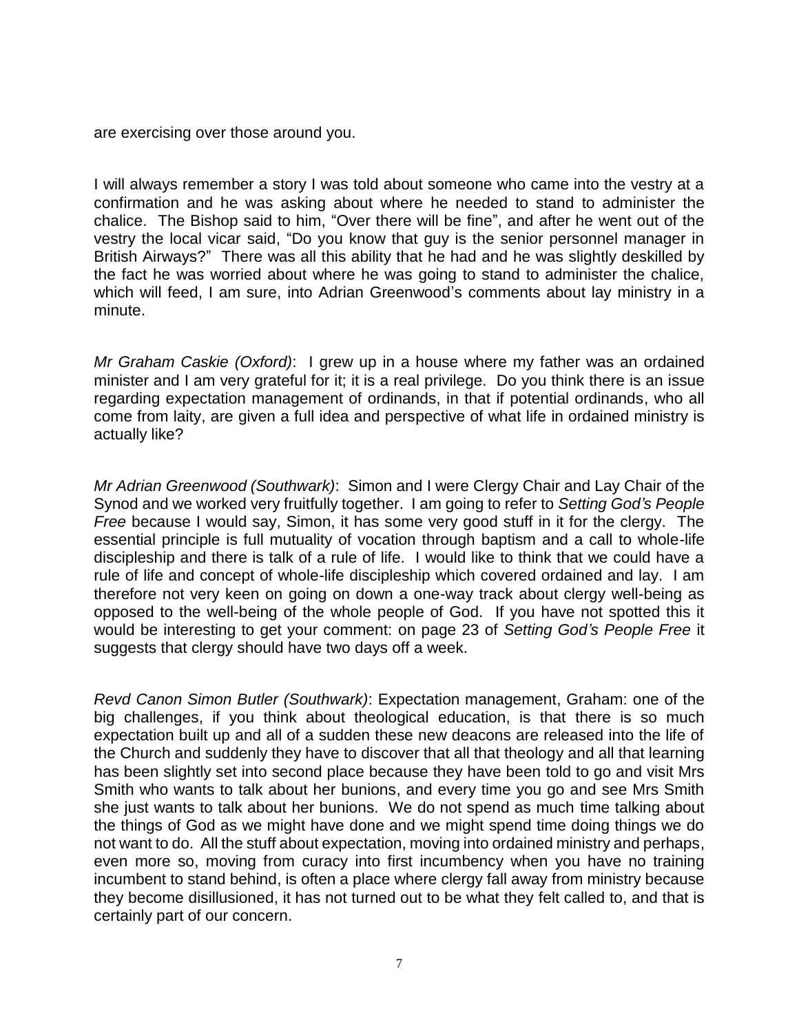are exercising over those around you.

I will always remember a story I was told about someone who came into the vestry at a confirmation and he was asking about where he needed to stand to administer the chalice. The Bishop said to him, "Over there will be fine", and after he went out of the vestry the local vicar said, "Do you know that guy is the senior personnel manager in British Airways?" There was all this ability that he had and he was slightly deskilled by the fact he was worried about where he was going to stand to administer the chalice, which will feed, I am sure, into Adrian Greenwood's comments about lay ministry in a minute.

*Mr Graham Caskie (Oxford)*: I grew up in a house where my father was an ordained minister and I am very grateful for it; it is a real privilege. Do you think there is an issue regarding expectation management of ordinands, in that if potential ordinands, who all come from laity, are given a full idea and perspective of what life in ordained ministry is actually like?

*Mr Adrian Greenwood (Southwark)*: Simon and I were Clergy Chair and Lay Chair of the Synod and we worked very fruitfully together. I am going to refer to *Setting God's People Free* because I would say, Simon, it has some very good stuff in it for the clergy. The essential principle is full mutuality of vocation through baptism and a call to whole-life discipleship and there is talk of a rule of life. I would like to think that we could have a rule of life and concept of whole-life discipleship which covered ordained and lay. I am therefore not very keen on going on down a one-way track about clergy well-being as opposed to the well-being of the whole people of God. If you have not spotted this it would be interesting to get your comment: on page 23 of *Setting God's People Free* it suggests that clergy should have two days off a week.

*Revd Canon Simon Butler (Southwark)*: Expectation management, Graham: one of the big challenges, if you think about theological education, is that there is so much expectation built up and all of a sudden these new deacons are released into the life of the Church and suddenly they have to discover that all that theology and all that learning has been slightly set into second place because they have been told to go and visit Mrs Smith who wants to talk about her bunions, and every time you go and see Mrs Smith she just wants to talk about her bunions. We do not spend as much time talking about the things of God as we might have done and we might spend time doing things we do not want to do. All the stuff about expectation, moving into ordained ministry and perhaps, even more so, moving from curacy into first incumbency when you have no training incumbent to stand behind, is often a place where clergy fall away from ministry because they become disillusioned, it has not turned out to be what they felt called to, and that is certainly part of our concern.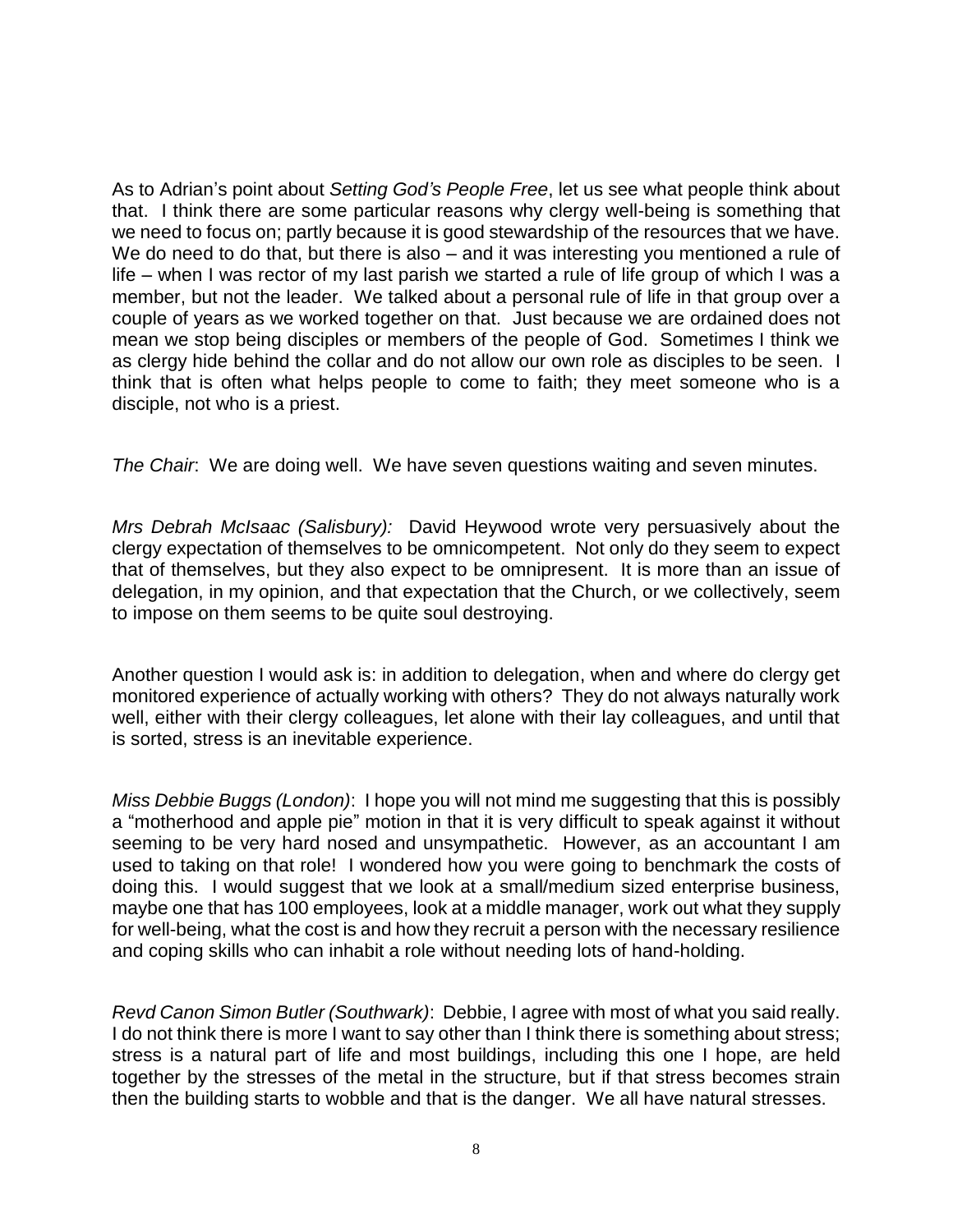As to Adrian's point about *Setting God's People Free*, let us see what people think about that. I think there are some particular reasons why clergy well-being is something that we need to focus on; partly because it is good stewardship of the resources that we have. We do need to do that, but there is also – and it was interesting you mentioned a rule of life – when I was rector of my last parish we started a rule of life group of which I was a member, but not the leader. We talked about a personal rule of life in that group over a couple of years as we worked together on that. Just because we are ordained does not mean we stop being disciples or members of the people of God. Sometimes I think we as clergy hide behind the collar and do not allow our own role as disciples to be seen. I think that is often what helps people to come to faith; they meet someone who is a disciple, not who is a priest.

*The Chair*: We are doing well. We have seven questions waiting and seven minutes.

*Mrs Debrah McIsaac (Salisbury):* David Heywood wrote very persuasively about the clergy expectation of themselves to be omnicompetent. Not only do they seem to expect that of themselves, but they also expect to be omnipresent. It is more than an issue of delegation, in my opinion, and that expectation that the Church, or we collectively, seem to impose on them seems to be quite soul destroying.

Another question I would ask is: in addition to delegation, when and where do clergy get monitored experience of actually working with others? They do not always naturally work well, either with their clergy colleagues, let alone with their lay colleagues, and until that is sorted, stress is an inevitable experience.

*Miss Debbie Buggs (London)*: I hope you will not mind me suggesting that this is possibly a "motherhood and apple pie" motion in that it is very difficult to speak against it without seeming to be very hard nosed and unsympathetic. However, as an accountant I am used to taking on that role! I wondered how you were going to benchmark the costs of doing this. I would suggest that we look at a small/medium sized enterprise business, maybe one that has 100 employees, look at a middle manager, work out what they supply for well-being, what the cost is and how they recruit a person with the necessary resilience and coping skills who can inhabit a role without needing lots of hand-holding.

*Revd Canon Simon Butler (Southwark)*: Debbie, I agree with most of what you said really. I do not think there is more I want to say other than I think there is something about stress; stress is a natural part of life and most buildings, including this one I hope, are held together by the stresses of the metal in the structure, but if that stress becomes strain then the building starts to wobble and that is the danger. We all have natural stresses.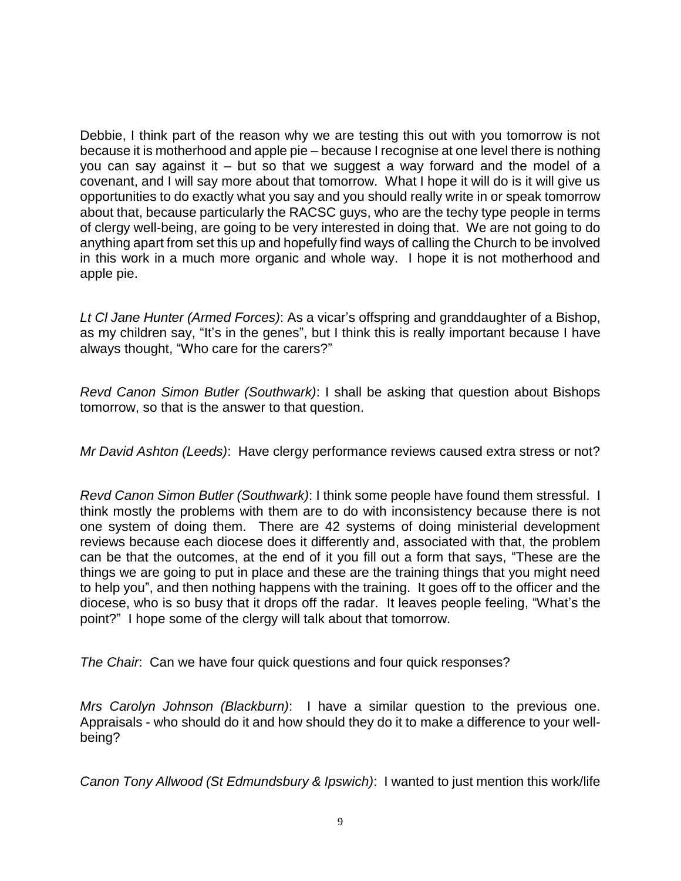Debbie, I think part of the reason why we are testing this out with you tomorrow is not because it is motherhood and apple pie – because I recognise at one level there is nothing you can say against it – but so that we suggest a way forward and the model of a covenant, and I will say more about that tomorrow. What I hope it will do is it will give us opportunities to do exactly what you say and you should really write in or speak tomorrow about that, because particularly the RACSC guys, who are the techy type people in terms of clergy well-being, are going to be very interested in doing that. We are not going to do anything apart from set this up and hopefully find ways of calling the Church to be involved in this work in a much more organic and whole way. I hope it is not motherhood and apple pie.

*Lt Cl Jane Hunter (Armed Forces)*: As a vicar's offspring and granddaughter of a Bishop, as my children say, "It's in the genes", but I think this is really important because I have always thought, "Who care for the carers?"

*Revd Canon Simon Butler (Southwark)*: I shall be asking that question about Bishops tomorrow, so that is the answer to that question.

*Mr David Ashton (Leeds)*: Have clergy performance reviews caused extra stress or not?

*Revd Canon Simon Butler (Southwark)*: I think some people have found them stressful. I think mostly the problems with them are to do with inconsistency because there is not one system of doing them. There are 42 systems of doing ministerial development reviews because each diocese does it differently and, associated with that, the problem can be that the outcomes, at the end of it you fill out a form that says, "These are the things we are going to put in place and these are the training things that you might need to help you", and then nothing happens with the training. It goes off to the officer and the diocese, who is so busy that it drops off the radar. It leaves people feeling, "What's the point?" I hope some of the clergy will talk about that tomorrow.

*The Chair*: Can we have four quick questions and four quick responses?

*Mrs Carolyn Johnson (Blackburn)*: I have a similar question to the previous one. Appraisals - who should do it and how should they do it to make a difference to your well-being?

*Canon Tony Allwood (St Edmundsbury & Ipswich)*: I wanted to just mention this work/life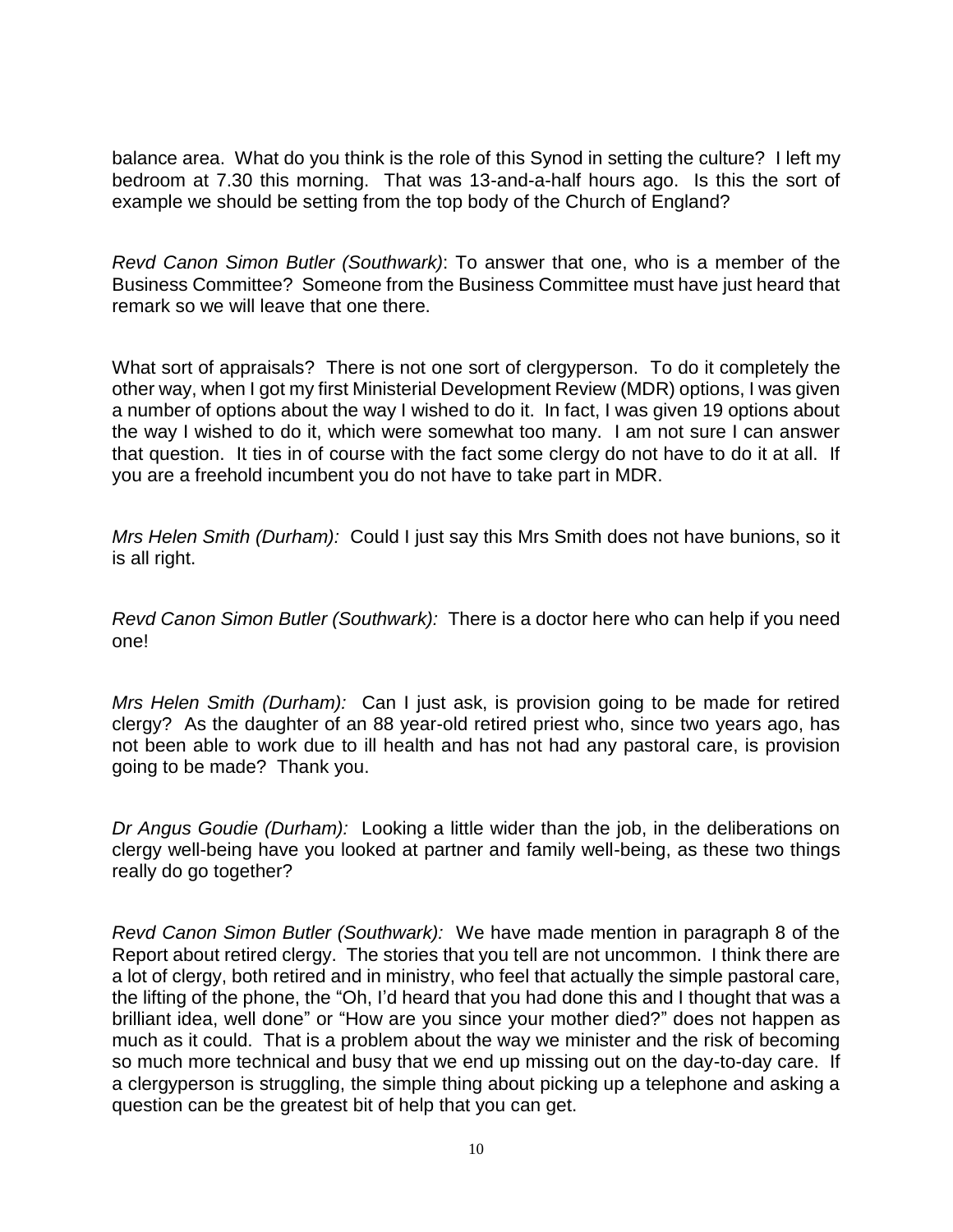balance area. What do you think is the role of this Synod in setting the culture? I left my bedroom at 7.30 this morning. That was 13-and-a-half hours ago. Is this the sort of example we should be setting from the top body of the Church of England?

*Revd Canon Simon Butler (Southwark)*: To answer that one, who is a member of the Business Committee? Someone from the Business Committee must have just heard that remark so we will leave that one there.

What sort of appraisals? There is not one sort of clergyperson. To do it completely the other way, when I got my first Ministerial Development Review (MDR) options, I was given a number of options about the way I wished to do it. In fact, I was given 19 options about the way I wished to do it, which were somewhat too many. I am not sure I can answer that question. It ties in of course with the fact some clergy do not have to do it at all. If you are a freehold incumbent you do not have to take part in MDR.

*Mrs Helen Smith (Durham):* Could I just say this Mrs Smith does not have bunions, so it is all right.

*Revd Canon Simon Butler (Southwark):* There is a doctor here who can help if you need one!

*Mrs Helen Smith (Durham):* Can I just ask, is provision going to be made for retired clergy? As the daughter of an 88 year-old retired priest who, since two years ago, has not been able to work due to ill health and has not had any pastoral care, is provision going to be made? Thank you.

*Dr Angus Goudie (Durham):* Looking a little wider than the job, in the deliberations on clergy well-being have you looked at partner and family well-being, as these two things really do go together?

*Revd Canon Simon Butler (Southwark):* We have made mention in paragraph 8 of the Report about retired clergy. The stories that you tell are not uncommon. I think there are a lot of clergy, both retired and in ministry, who feel that actually the simple pastoral care, the lifting of the phone, the "Oh, I'd heard that you had done this and I thought that was a brilliant idea, well done" or "How are you since your mother died?" does not happen as much as it could. That is a problem about the way we minister and the risk of becoming so much more technical and busy that we end up missing out on the day-to-day care. If a clergyperson is struggling, the simple thing about picking up a telephone and asking a question can be the greatest bit of help that you can get.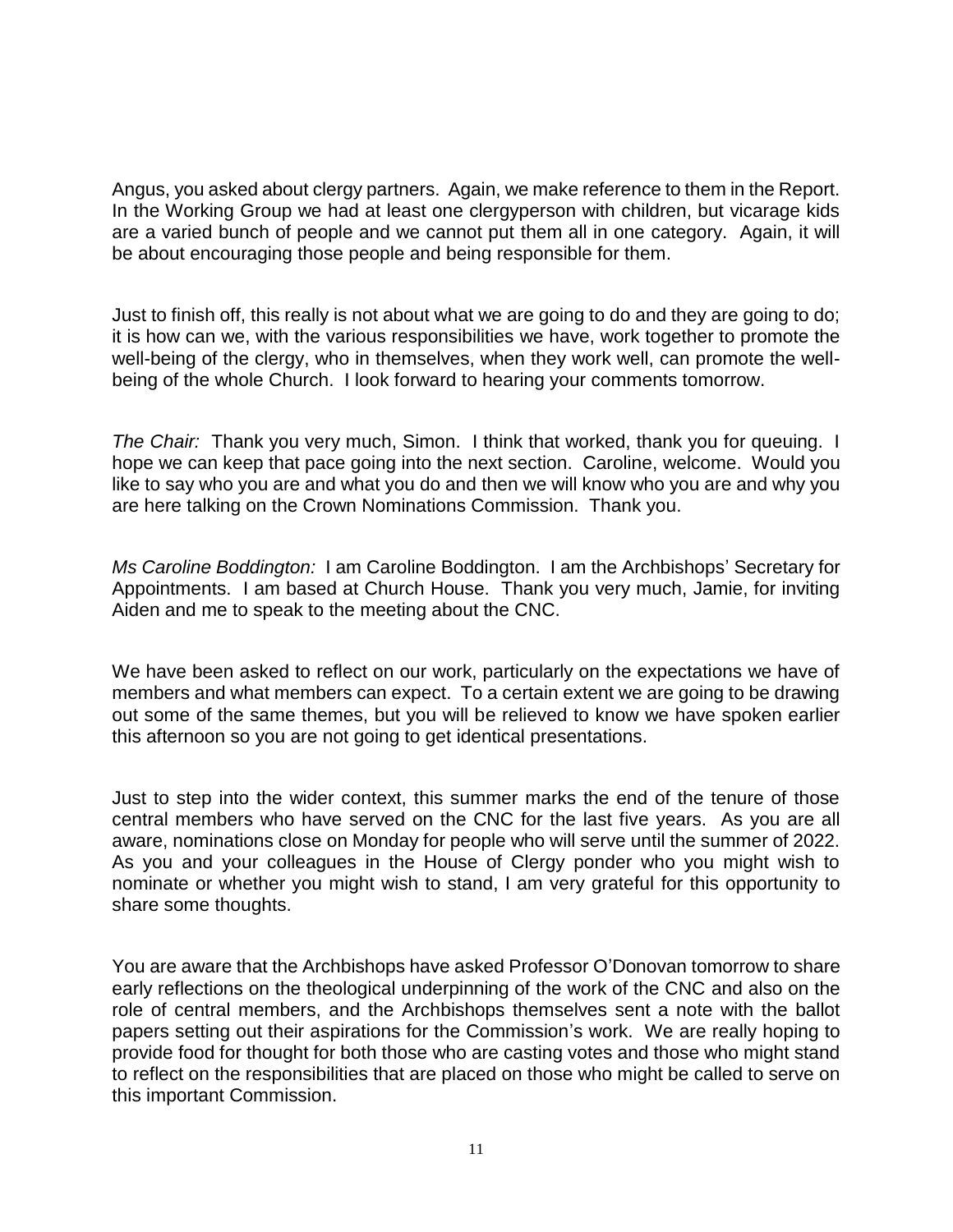Angus, you asked about clergy partners. Again, we make reference to them in the Report. In the Working Group we had at least one clergyperson with children, but vicarage kids are a varied bunch of people and we cannot put them all in one category. Again, it will be about encouraging those people and being responsible for them.

Just to finish off, this really is not about what we are going to do and they are going to do; it is how can we, with the various responsibilities we have, work together to promote the well-being of the clergy, who in themselves, when they work well, can promote the well-being of the whole Church. I look forward to hearing your comments tomorrow.

*The Chair:* Thank you very much, Simon. I think that worked, thank you for queuing. I hope we can keep that pace going into the next section. Caroline, welcome. Would you like to say who you are and what you do and then we will know who you are and why you are here talking on the Crown Nominations Commission. Thank you.

*Ms Caroline Boddington:* I am Caroline Boddington. I am the Archbishops' Secretary for Appointments. I am based at Church House. Thank you very much, Jamie, for inviting Aiden and me to speak to the meeting about the CNC.

We have been asked to reflect on our work, particularly on the expectations we have of members and what members can expect. To a certain extent we are going to be drawing out some of the same themes, but you will be relieved to know we have spoken earlier this afternoon so you are not going to get identical presentations.

Just to step into the wider context, this summer marks the end of the tenure of those central members who have served on the CNC for the last five years. As you are all aware, nominations close on Monday for people who will serve until the summer of 2022. As you and your colleagues in the House of Clergy ponder who you might wish to nominate or whether you might wish to stand, I am very grateful for this opportunity to share some thoughts.

You are aware that the Archbishops have asked Professor O'Donovan tomorrow to share early reflections on the theological underpinning of the work of the CNC and also on the role of central members, and the Archbishops themselves sent a note with the ballot papers setting out their aspirations for the Commission's work. We are really hoping to provide food for thought for both those who are casting votes and those who might stand to reflect on the responsibilities that are placed on those who might be called to serve on this important Commission.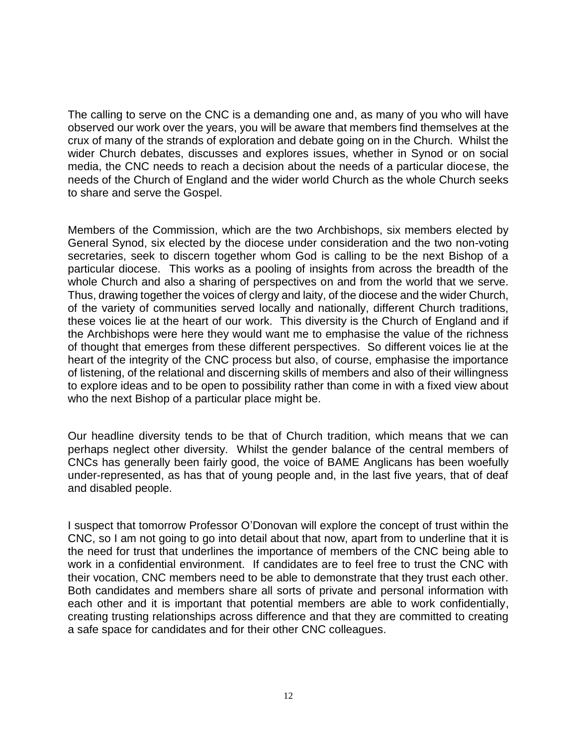The calling to serve on the CNC is a demanding one and, as many of you who will have observed our work over the years, you will be aware that members find themselves at the crux of many of the strands of exploration and debate going on in the Church. Whilst the wider Church debates, discusses and explores issues, whether in Synod or on social media, the CNC needs to reach a decision about the needs of a particular diocese, the needs of the Church of England and the wider world Church as the whole Church seeks to share and serve the Gospel.

Members of the Commission, which are the two Archbishops, six members elected by General Synod, six elected by the diocese under consideration and the two non-voting secretaries, seek to discern together whom God is calling to be the next Bishop of a particular diocese. This works as a pooling of insights from across the breadth of the whole Church and also a sharing of perspectives on and from the world that we serve. Thus, drawing together the voices of clergy and laity, of the diocese and the wider Church, of the variety of communities served locally and nationally, different Church traditions, these voices lie at the heart of our work. This diversity is the Church of England and if the Archbishops were here they would want me to emphasise the value of the richness of thought that emerges from these different perspectives. So different voices lie at the heart of the integrity of the CNC process but also, of course, emphasise the importance of listening, of the relational and discerning skills of members and also of their willingness to explore ideas and to be open to possibility rather than come in with a fixed view about who the next Bishop of a particular place might be.

Our headline diversity tends to be that of Church tradition, which means that we can perhaps neglect other diversity. Whilst the gender balance of the central members of CNCs has generally been fairly good, the voice of BAME Anglicans has been woefully under-represented, as has that of young people and, in the last five years, that of deaf and disabled people.

I suspect that tomorrow Professor O'Donovan will explore the concept of trust within the CNC, so I am not going to go into detail about that now, apart from to underline that it is the need for trust that underlines the importance of members of the CNC being able to work in a confidential environment. If candidates are to feel free to trust the CNC with their vocation, CNC members need to be able to demonstrate that they trust each other. Both candidates and members share all sorts of private and personal information with each other and it is important that potential members are able to work confidentially, creating trusting relationships across difference and that they are committed to creating a safe space for candidates and for their other CNC colleagues.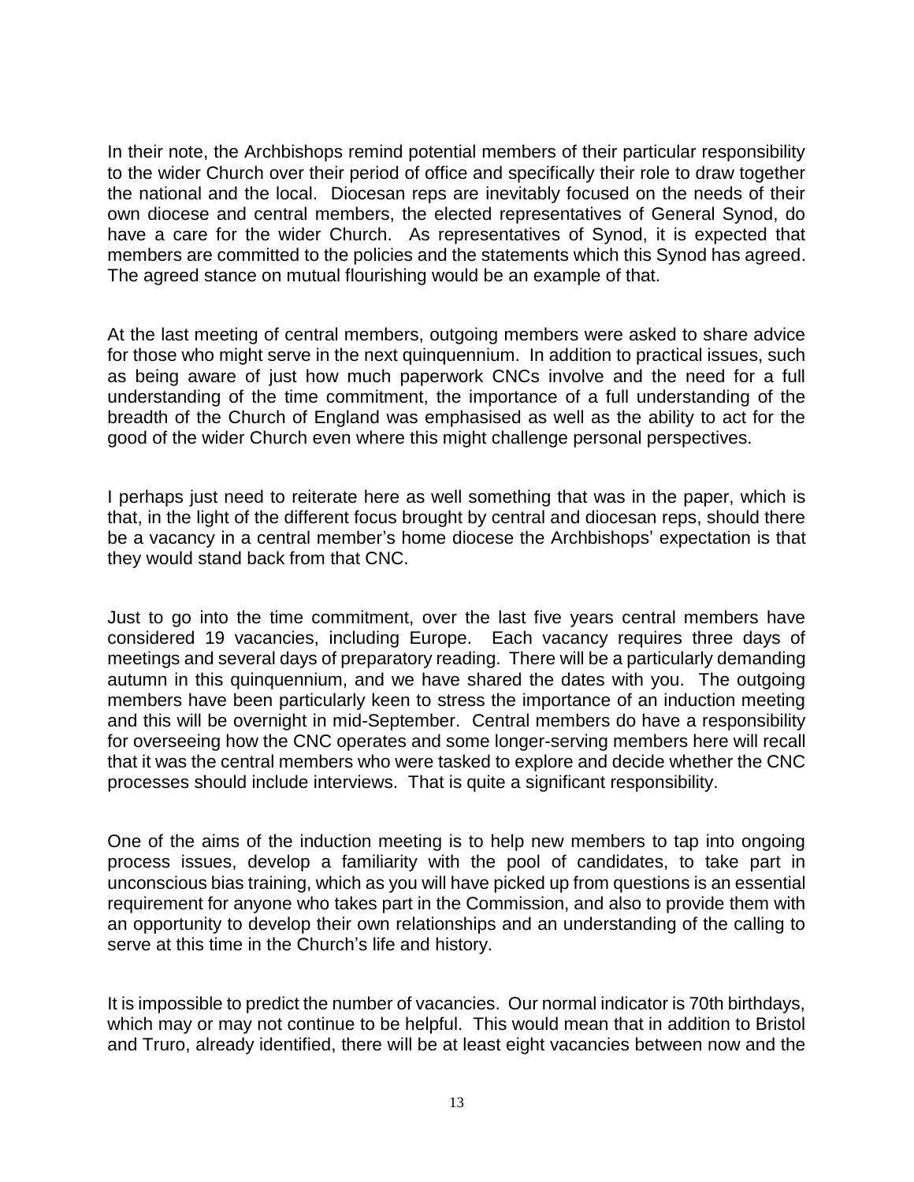In their note, the Archbishops remind potential members of their particular responsibility to the wider Church over their period of office and specifically their role to draw together the national and the local. Diocesan reps are inevitably focused on the needs of their own diocese and central members, the elected representatives of General Synod, do have a care for the wider Church. As representatives of Synod, it is expected that members are committed to the policies and the statements which this Synod has agreed. The agreed stance on mutual flourishing would be an example of that.

At the last meeting of central members, outgoing members were asked to share advice for those who might serve in the next quinquennium. In addition to practical issues, such as being aware of just how much paperwork CNCs involve and the need for a full understanding of the time commitment, the importance of a full understanding of the breadth of the Church of England was emphasised as well as the ability to act for the good of the wider Church even where this might challenge personal perspectives.

I perhaps just need to reiterate here as well something that was in the paper, which is that, in the light of the different focus brought by central and diocesan reps, should there be a vacancy in a central member's home diocese the Archbishops' expectation is that they would stand back from that CNC.

Just to go into the time commitment, over the last five years central members have considered 19 vacancies, including Europe. Each vacancy requires three days of meetings and several days of preparatory reading. There will be a particularly demanding autumn in this quinquennium, and we have shared the dates with you. The outgoing members have been particularly keen to stress the importance of an induction meeting and this will be overnight in mid-September. Central members do have a responsibility for overseeing how the CNC operates and some longer-serving members here will recall that it was the central members who were tasked to explore and decide whether the CNC processes should include interviews. That is quite a significant responsibility.

One of the aims of the induction meeting is to help new members to tap into ongoing process issues, develop a familiarity with the pool of candidates, to take part in unconscious bias training, which as you will have picked up from questions is an essential requirement for anyone who takes part in the Commission, and also to provide them with an opportunity to develop their own relationships and an understanding of the calling to serve at this time in the Church's life and history.

It is impossible to predict the number of vacancies. Our normal indicator is 70th birthdays, which may or may not continue to be helpful. This would mean that in addition to Bristol and Truro, already identified, there will be at least eight vacancies between now and the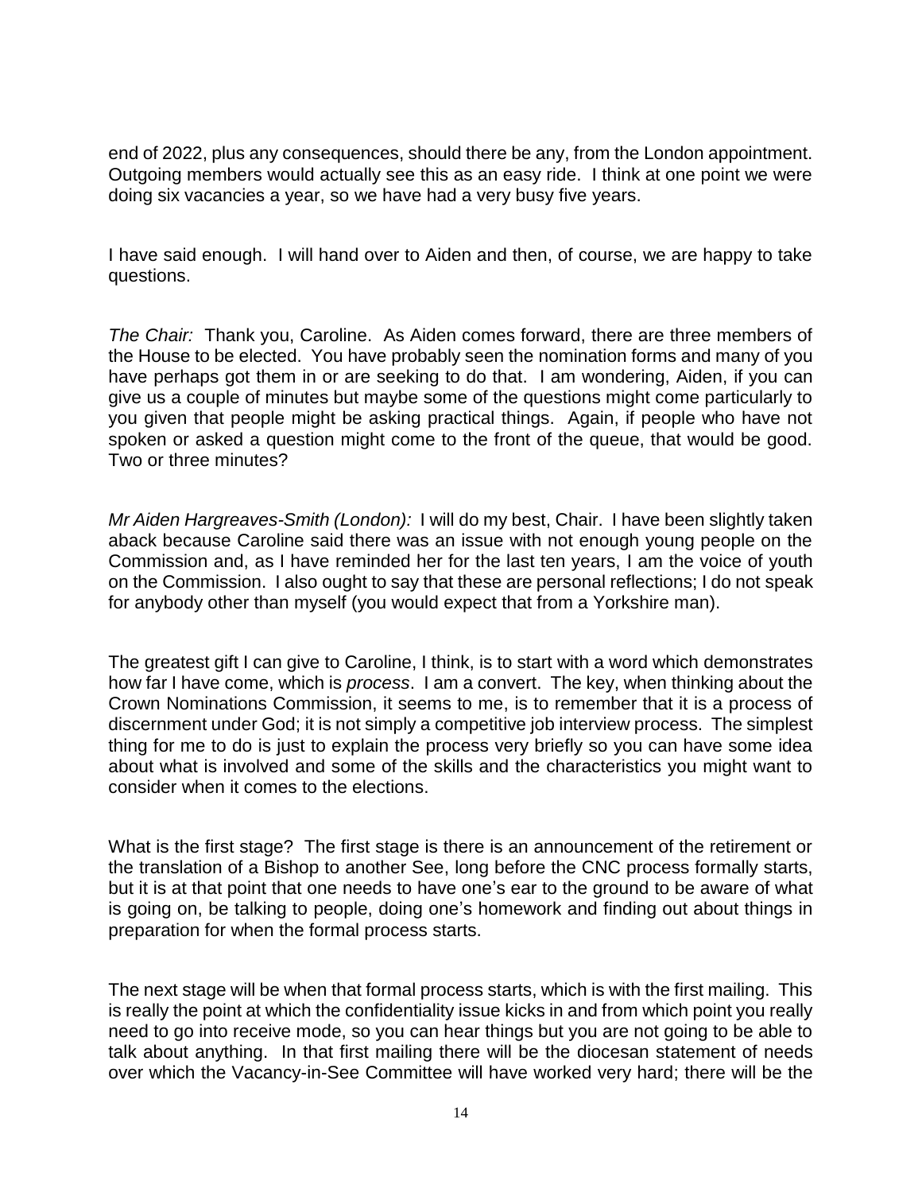end of 2022, plus any consequences, should there be any, from the London appointment. Outgoing members would actually see this as an easy ride. I think at one point we were doing six vacancies a year, so we have had a very busy five years.

I have said enough. I will hand over to Aiden and then, of course, we are happy to take questions.

*The Chair:* Thank you, Caroline. As Aiden comes forward, there are three members of the House to be elected. You have probably seen the nomination forms and many of you have perhaps got them in or are seeking to do that. I am wondering, Aiden, if you can give us a couple of minutes but maybe some of the questions might come particularly to you given that people might be asking practical things. Again, if people who have not spoken or asked a question might come to the front of the queue, that would be good. Two or three minutes?

*Mr Aiden Hargreaves-Smith (London):* I will do my best, Chair. I have been slightly taken aback because Caroline said there was an issue with not enough young people on the Commission and, as I have reminded her for the last ten years, I am the voice of youth on the Commission. I also ought to say that these are personal reflections; I do not speak for anybody other than myself (you would expect that from a Yorkshire man).

The greatest gift I can give to Caroline, I think, is to start with a word which demonstrates how far I have come, which is *process*. I am a convert. The key, when thinking about the Crown Nominations Commission, it seems to me, is to remember that it is a process of discernment under God; it is not simply a competitive job interview process. The simplest thing for me to do is just to explain the process very briefly so you can have some idea about what is involved and some of the skills and the characteristics you might want to consider when it comes to the elections.

What is the first stage? The first stage is there is an announcement of the retirement or the translation of a Bishop to another See, long before the CNC process formally starts, but it is at that point that one needs to have one's ear to the ground to be aware of what is going on, be talking to people, doing one's homework and finding out about things in preparation for when the formal process starts.

The next stage will be when that formal process starts, which is with the first mailing. This is really the point at which the confidentiality issue kicks in and from which point you really need to go into receive mode, so you can hear things but you are not going to be able to talk about anything. In that first mailing there will be the diocesan statement of needs over which the Vacancy-in-See Committee will have worked very hard; there will be the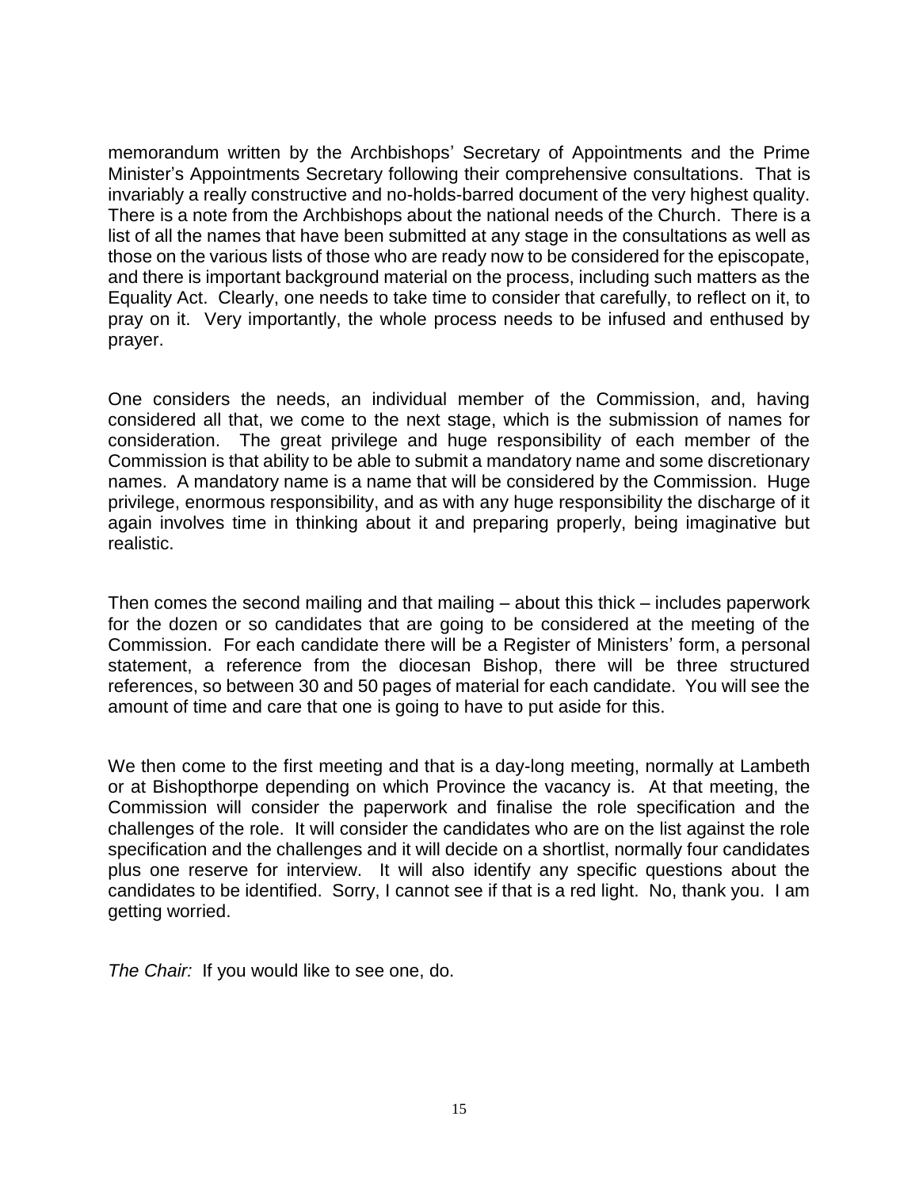memorandum written by the Archbishops' Secretary of Appointments and the Prime Minister's Appointments Secretary following their comprehensive consultations. That is invariably a really constructive and no-holds-barred document of the very highest quality. There is a note from the Archbishops about the national needs of the Church. There is a list of all the names that have been submitted at any stage in the consultations as well as those on the various lists of those who are ready now to be considered for the episcopate, and there is important background material on the process, including such matters as the Equality Act. Clearly, one needs to take time to consider that carefully, to reflect on it, to pray on it. Very importantly, the whole process needs to be infused and enthused by prayer.

One considers the needs, an individual member of the Commission, and, having considered all that, we come to the next stage, which is the submission of names for consideration. The great privilege and huge responsibility of each member of the Commission is that ability to be able to submit a mandatory name and some discretionary names. A mandatory name is a name that will be considered by the Commission. Huge privilege, enormous responsibility, and as with any huge responsibility the discharge of it again involves time in thinking about it and preparing properly, being imaginative but realistic.

Then comes the second mailing and that mailing – about this thick – includes paperwork for the dozen or so candidates that are going to be considered at the meeting of the Commission. For each candidate there will be a Register of Ministers' form, a personal statement, a reference from the diocesan Bishop, there will be three structured references, so between 30 and 50 pages of material for each candidate. You will see the amount of time and care that one is going to have to put aside for this.

We then come to the first meeting and that is a day-long meeting, normally at Lambeth or at Bishopthorpe depending on which Province the vacancy is. At that meeting, the Commission will consider the paperwork and finalise the role specification and the challenges of the role. It will consider the candidates who are on the list against the role specification and the challenges and it will decide on a shortlist, normally four candidates plus one reserve for interview. It will also identify any specific questions about the candidates to be identified. Sorry, I cannot see if that is a red light. No, thank you. I am getting worried.

*The Chair:* If you would like to see one, do.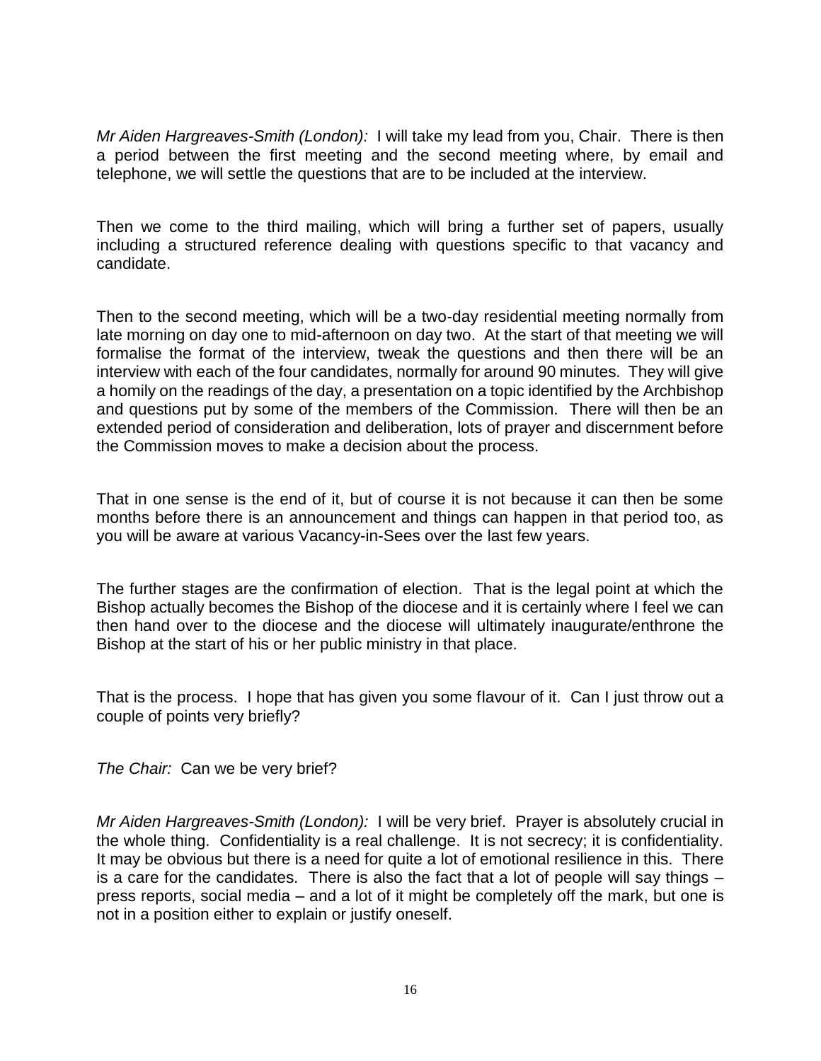*Mr Aiden Hargreaves-Smith (London):* I will take my lead from you, Chair. There is then a period between the first meeting and the second meeting where, by email and telephone, we will settle the questions that are to be included at the interview.

Then we come to the third mailing, which will bring a further set of papers, usually including a structured reference dealing with questions specific to that vacancy and candidate.

Then to the second meeting, which will be a two-day residential meeting normally from late morning on day one to mid-afternoon on day two. At the start of that meeting we will formalise the format of the interview, tweak the questions and then there will be an interview with each of the four candidates, normally for around 90 minutes. They will give a homily on the readings of the day, a presentation on a topic identified by the Archbishop and questions put by some of the members of the Commission. There will then be an extended period of consideration and deliberation, lots of prayer and discernment before the Commission moves to make a decision about the process.

That in one sense is the end of it, but of course it is not because it can then be some months before there is an announcement and things can happen in that period too, as you will be aware at various Vacancy-in-Sees over the last few years.

The further stages are the confirmation of election. That is the legal point at which the Bishop actually becomes the Bishop of the diocese and it is certainly where I feel we can then hand over to the diocese and the diocese will ultimately inaugurate/enthrone the Bishop at the start of his or her public ministry in that place.

That is the process. I hope that has given you some flavour of it. Can I just throw out a couple of points very briefly?

*The Chair:* Can we be very brief?

*Mr Aiden Hargreaves-Smith (London):* I will be very brief. Prayer is absolutely crucial in the whole thing. Confidentiality is a real challenge. It is not secrecy; it is confidentiality. It may be obvious but there is a need for quite a lot of emotional resilience in this. There is a care for the candidates. There is also the fact that a lot of people will say things – press reports, social media – and a lot of it might be completely off the mark, but one is not in a position either to explain or justify oneself.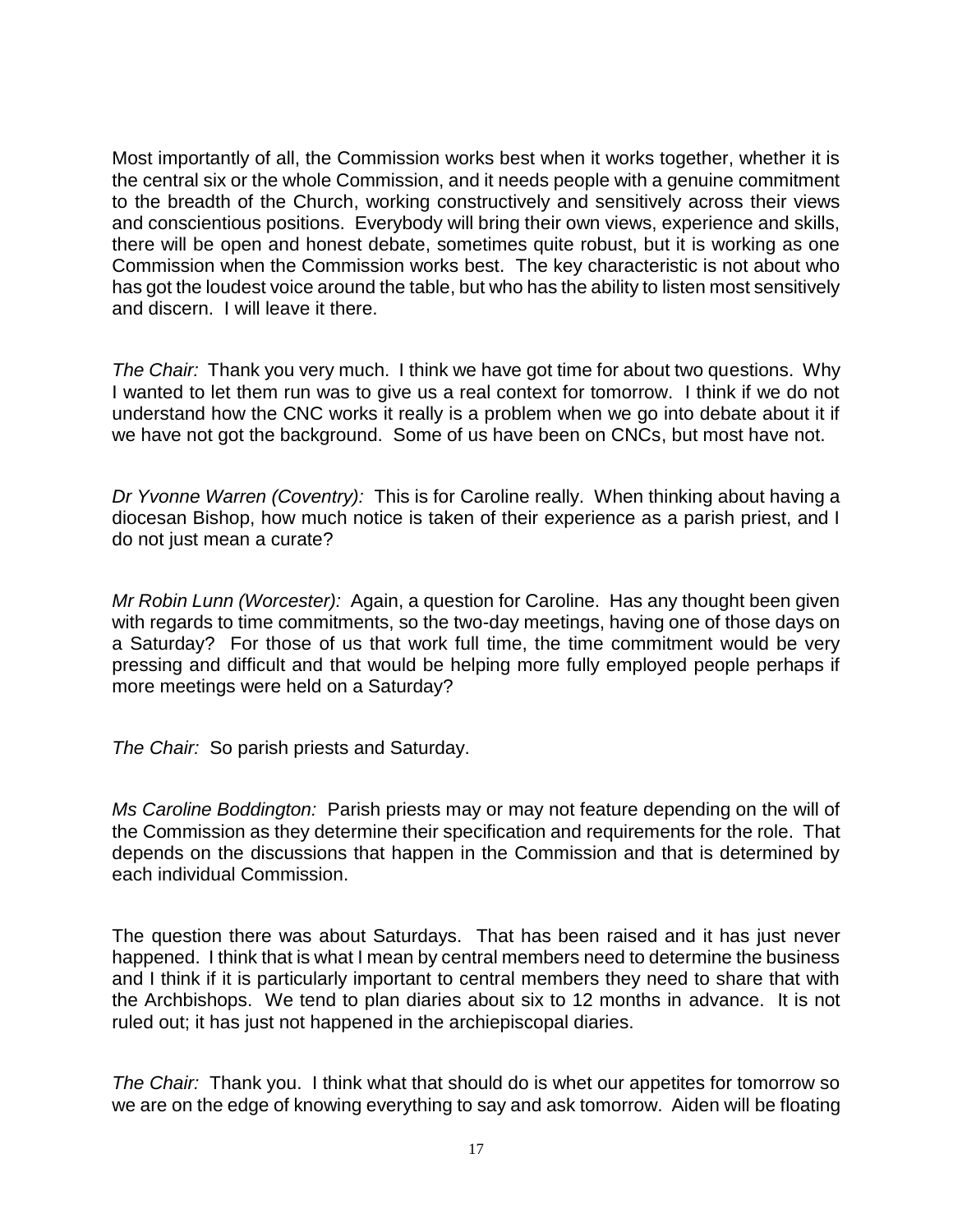Most importantly of all, the Commission works best when it works together, whether it is the central six or the whole Commission, and it needs people with a genuine commitment to the breadth of the Church, working constructively and sensitively across their views and conscientious positions. Everybody will bring their own views, experience and skills, there will be open and honest debate, sometimes quite robust, but it is working as one Commission when the Commission works best. The key characteristic is not about who has got the loudest voice around the table, but who has the ability to listen most sensitively and discern. I will leave it there.

*The Chair:* Thank you very much. I think we have got time for about two questions. Why I wanted to let them run was to give us a real context for tomorrow. I think if we do not understand how the CNC works it really is a problem when we go into debate about it if we have not got the background. Some of us have been on CNCs, but most have not.

*Dr Yvonne Warren (Coventry):* This is for Caroline really. When thinking about having a diocesan Bishop, how much notice is taken of their experience as a parish priest, and I do not just mean a curate?

*Mr Robin Lunn (Worcester):* Again, a question for Caroline. Has any thought been given with regards to time commitments, so the two-day meetings, having one of those days on a Saturday? For those of us that work full time, the time commitment would be very pressing and difficult and that would be helping more fully employed people perhaps if more meetings were held on a Saturday?

*The Chair:* So parish priests and Saturday.

*Ms Caroline Boddington:* Parish priests may or may not feature depending on the will of the Commission as they determine their specification and requirements for the role. That depends on the discussions that happen in the Commission and that is determined by each individual Commission.

The question there was about Saturdays. That has been raised and it has just never happened. I think that is what I mean by central members need to determine the business and I think if it is particularly important to central members they need to share that with the Archbishops. We tend to plan diaries about six to 12 months in advance. It is not ruled out; it has just not happened in the archiepiscopal diaries.

*The Chair:* Thank you. I think what that should do is whet our appetites for tomorrow so we are on the edge of knowing everything to say and ask tomorrow. Aiden will be floating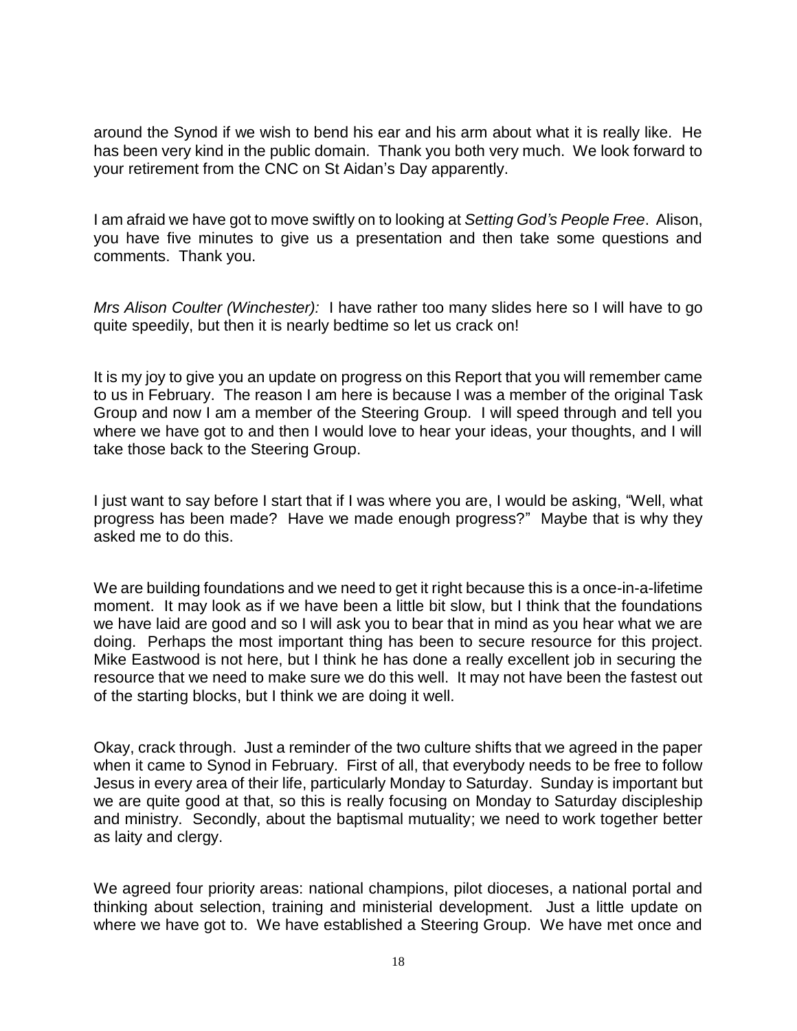around the Synod if we wish to bend his ear and his arm about what it is really like. He has been very kind in the public domain. Thank you both very much. We look forward to your retirement from the CNC on St Aidan's Day apparently.

I am afraid we have got to move swiftly on to looking at *Setting God's People Free*. Alison, you have five minutes to give us a presentation and then take some questions and comments. Thank you.

*Mrs Alison Coulter (Winchester):* I have rather too many slides here so I will have to go quite speedily, but then it is nearly bedtime so let us crack on!

It is my joy to give you an update on progress on this Report that you will remember came to us in February. The reason I am here is because I was a member of the original Task Group and now I am a member of the Steering Group. I will speed through and tell you where we have got to and then I would love to hear your ideas, your thoughts, and I will take those back to the Steering Group.

I just want to say before I start that if I was where you are, I would be asking, "Well, what progress has been made? Have we made enough progress?" Maybe that is why they asked me to do this.

We are building foundations and we need to get it right because this is a once-in-a-lifetime moment. It may look as if we have been a little bit slow, but I think that the foundations we have laid are good and so I will ask you to bear that in mind as you hear what we are doing. Perhaps the most important thing has been to secure resource for this project. Mike Eastwood is not here, but I think he has done a really excellent job in securing the resource that we need to make sure we do this well. It may not have been the fastest out of the starting blocks, but I think we are doing it well.

Okay, crack through. Just a reminder of the two culture shifts that we agreed in the paper when it came to Synod in February. First of all, that everybody needs to be free to follow Jesus in every area of their life, particularly Monday to Saturday. Sunday is important but we are quite good at that, so this is really focusing on Monday to Saturday discipleship and ministry. Secondly, about the baptismal mutuality; we need to work together better as laity and clergy.

We agreed four priority areas: national champions, pilot dioceses, a national portal and thinking about selection, training and ministerial development. Just a little update on where we have got to. We have established a Steering Group. We have met once and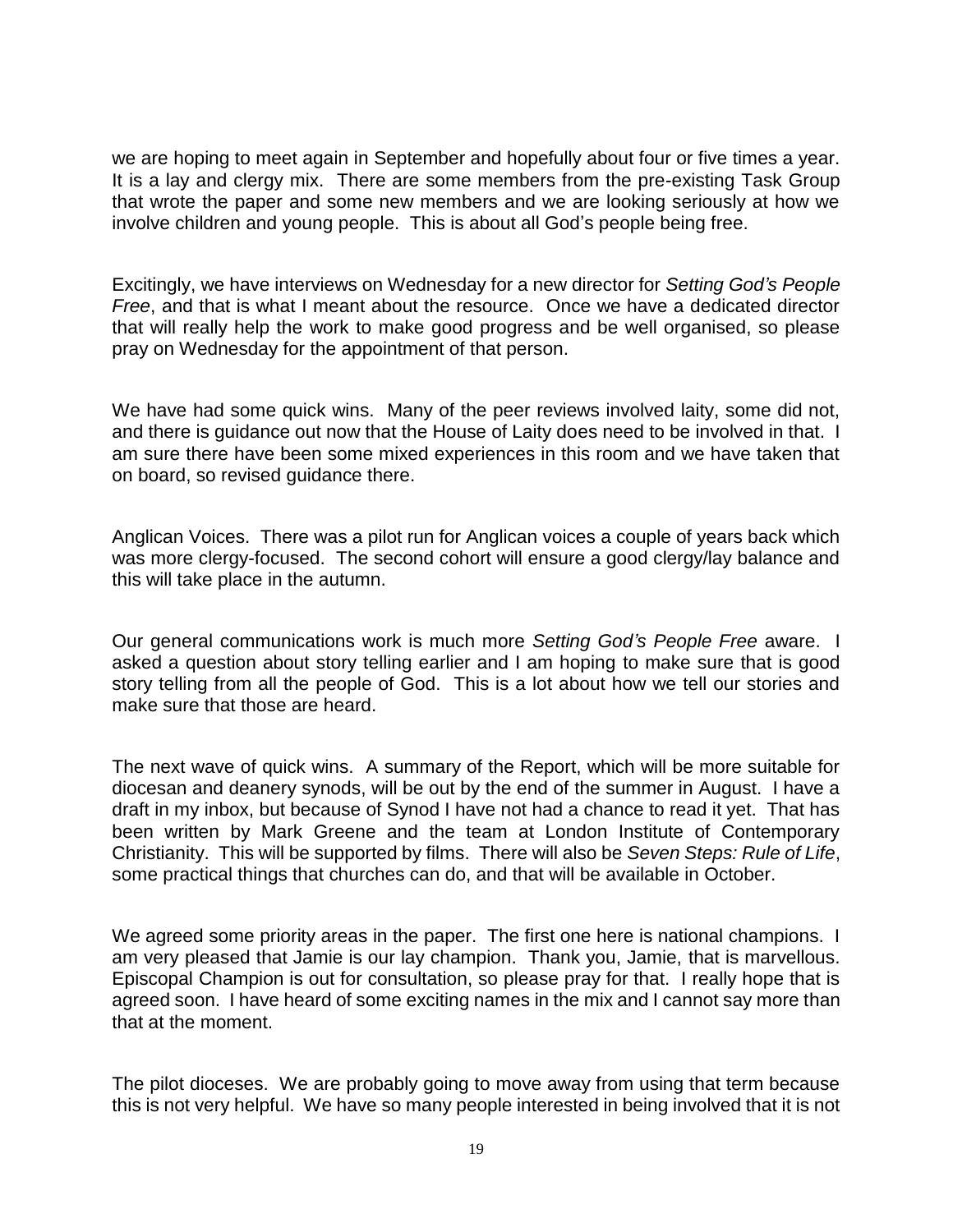we are hoping to meet again in September and hopefully about four or five times a year. It is a lay and clergy mix. There are some members from the pre-existing Task Group that wrote the paper and some new members and we are looking seriously at how we involve children and young people. This is about all God's people being free.

Excitingly, we have interviews on Wednesday for a new director for *Setting God's People Free*, and that is what I meant about the resource. Once we have a dedicated director that will really help the work to make good progress and be well organised, so please pray on Wednesday for the appointment of that person.

We have had some quick wins. Many of the peer reviews involved laity, some did not, and there is guidance out now that the House of Laity does need to be involved in that. I am sure there have been some mixed experiences in this room and we have taken that on board, so revised guidance there.

Anglican Voices. There was a pilot run for Anglican voices a couple of years back which was more clergy-focused. The second cohort will ensure a good clergy/lay balance and this will take place in the autumn.

Our general communications work is much more *Setting God's People Free* aware. I asked a question about story telling earlier and I am hoping to make sure that is good story telling from all the people of God. This is a lot about how we tell our stories and make sure that those are heard.

The next wave of quick wins. A summary of the Report, which will be more suitable for diocesan and deanery synods, will be out by the end of the summer in August. I have a draft in my inbox, but because of Synod I have not had a chance to read it yet. That has been written by Mark Greene and the team at London Institute of Contemporary Christianity. This will be supported by films. There will also be *Seven Steps: Rule of Life*, some practical things that churches can do, and that will be available in October.

We agreed some priority areas in the paper. The first one here is national champions. I am very pleased that Jamie is our lay champion. Thank you, Jamie, that is marvellous. Episcopal Champion is out for consultation, so please pray for that. I really hope that is agreed soon. I have heard of some exciting names in the mix and I cannot say more than that at the moment.

The pilot dioceses. We are probably going to move away from using that term because this is not very helpful. We have so many people interested in being involved that it is not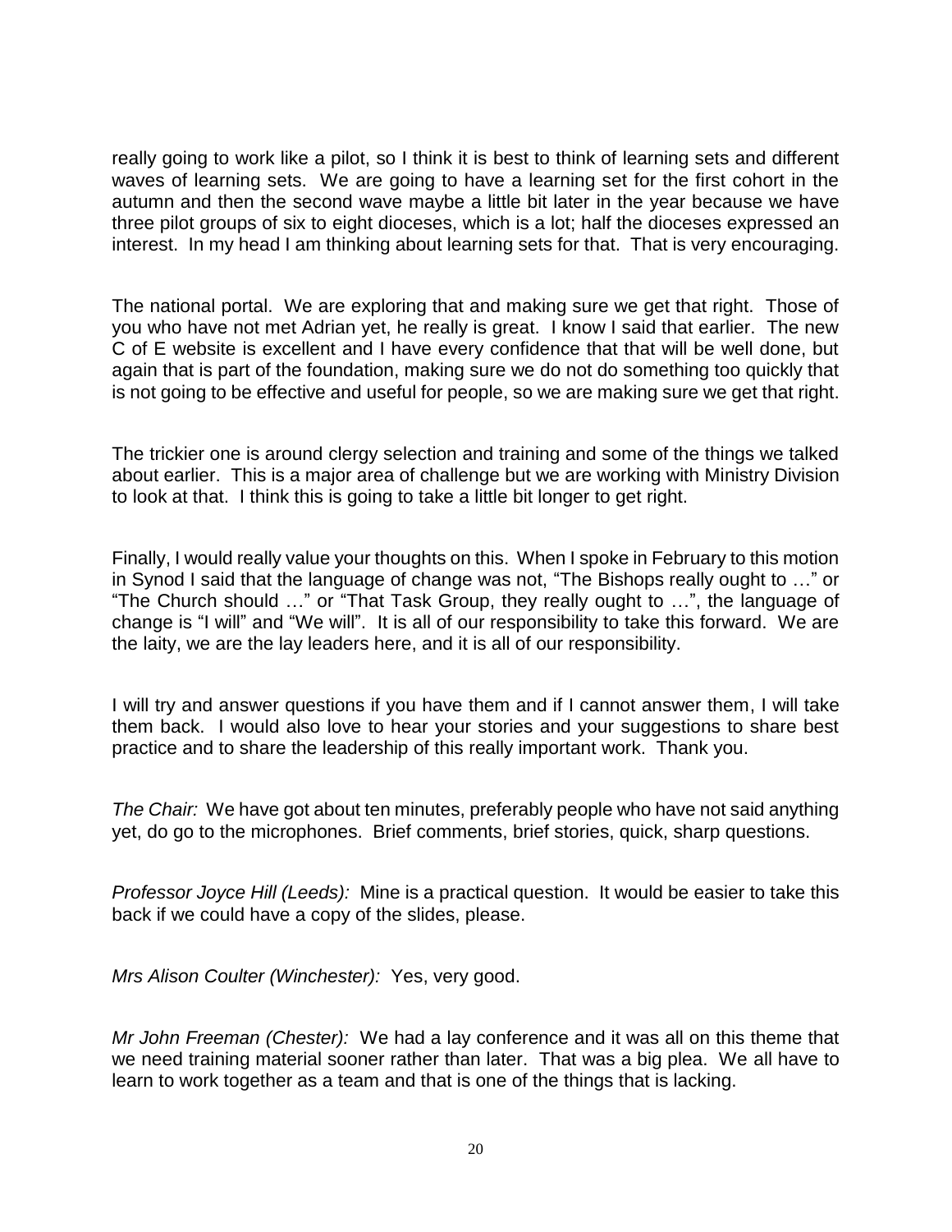really going to work like a pilot, so I think it is best to think of learning sets and different waves of learning sets. We are going to have a learning set for the first cohort in the autumn and then the second wave maybe a little bit later in the year because we have three pilot groups of six to eight dioceses, which is a lot; half the dioceses expressed an interest. In my head I am thinking about learning sets for that. That is very encouraging.

The national portal. We are exploring that and making sure we get that right. Those of you who have not met Adrian yet, he really is great. I know I said that earlier. The new C of E website is excellent and I have every confidence that that will be well done, but again that is part of the foundation, making sure we do not do something too quickly that is not going to be effective and useful for people, so we are making sure we get that right.

The trickier one is around clergy selection and training and some of the things we talked about earlier. This is a major area of challenge but we are working with Ministry Division to look at that. I think this is going to take a little bit longer to get right.

Finally, I would really value your thoughts on this. When I spoke in February to this motion in Synod I said that the language of change was not, "The Bishops really ought to …" or "The Church should …" or "That Task Group, they really ought to …", the language of change is "I will" and "We will". It is all of our responsibility to take this forward. We are the laity, we are the lay leaders here, and it is all of our responsibility.

I will try and answer questions if you have them and if I cannot answer them, I will take them back. I would also love to hear your stories and your suggestions to share best practice and to share the leadership of this really important work. Thank you.

*The Chair:* We have got about ten minutes, preferably people who have not said anything yet, do go to the microphones. Brief comments, brief stories, quick, sharp questions.

*Professor Joyce Hill (Leeds):* Mine is a practical question. It would be easier to take this back if we could have a copy of the slides, please.

*Mrs Alison Coulter (Winchester):* Yes, very good.

*Mr John Freeman (Chester):* We had a lay conference and it was all on this theme that we need training material sooner rather than later. That was a big plea. We all have to learn to work together as a team and that is one of the things that is lacking.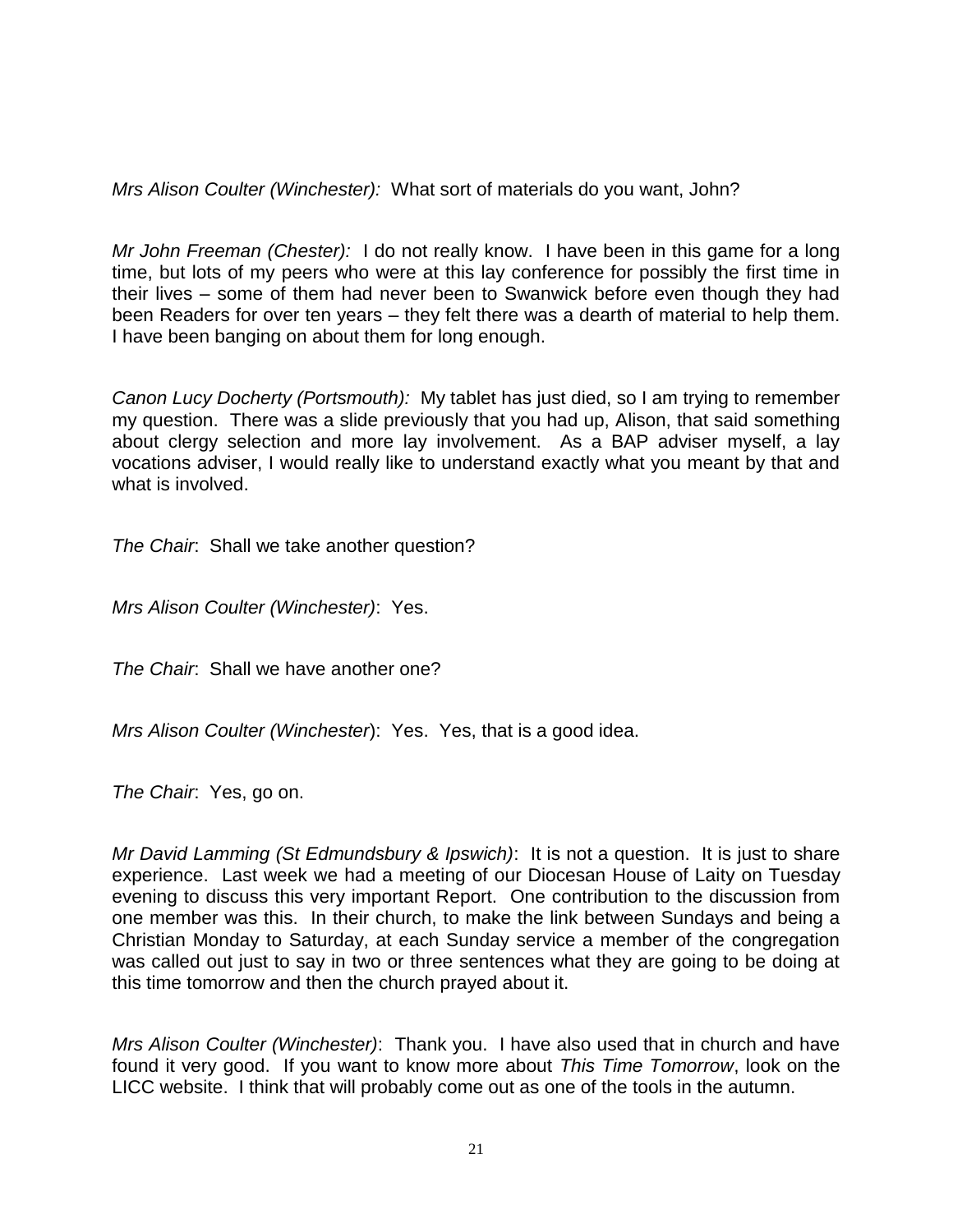*Mrs Alison Coulter (Winchester):* What sort of materials do you want, John?

*Mr John Freeman (Chester):* I do not really know. I have been in this game for a long time, but lots of my peers who were at this lay conference for possibly the first time in their lives – some of them had never been to Swanwick before even though they had been Readers for over ten years – they felt there was a dearth of material to help them. I have been banging on about them for long enough.

*Canon Lucy Docherty (Portsmouth):* My tablet has just died, so I am trying to remember my question. There was a slide previously that you had up, Alison, that said something about clergy selection and more lay involvement. As a BAP adviser myself, a lay vocations adviser, I would really like to understand exactly what you meant by that and what is involved.

*The Chair*: Shall we take another question?

*Mrs Alison Coulter (Winchester)*: Yes.

*The Chair*: Shall we have another one?

*Mrs Alison Coulter (Winchester*): Yes. Yes, that is a good idea.

*The Chair*: Yes, go on.

*Mr David Lamming (St Edmundsbury & Ipswich)*: It is not a question. It is just to share experience. Last week we had a meeting of our Diocesan House of Laity on Tuesday evening to discuss this very important Report. One contribution to the discussion from one member was this. In their church, to make the link between Sundays and being a Christian Monday to Saturday, at each Sunday service a member of the congregation was called out just to say in two or three sentences what they are going to be doing at this time tomorrow and then the church prayed about it.

*Mrs Alison Coulter (Winchester)*: Thank you. I have also used that in church and have found it very good. If you want to know more about *This Time Tomorrow*, look on the LICC website. I think that will probably come out as one of the tools in the autumn.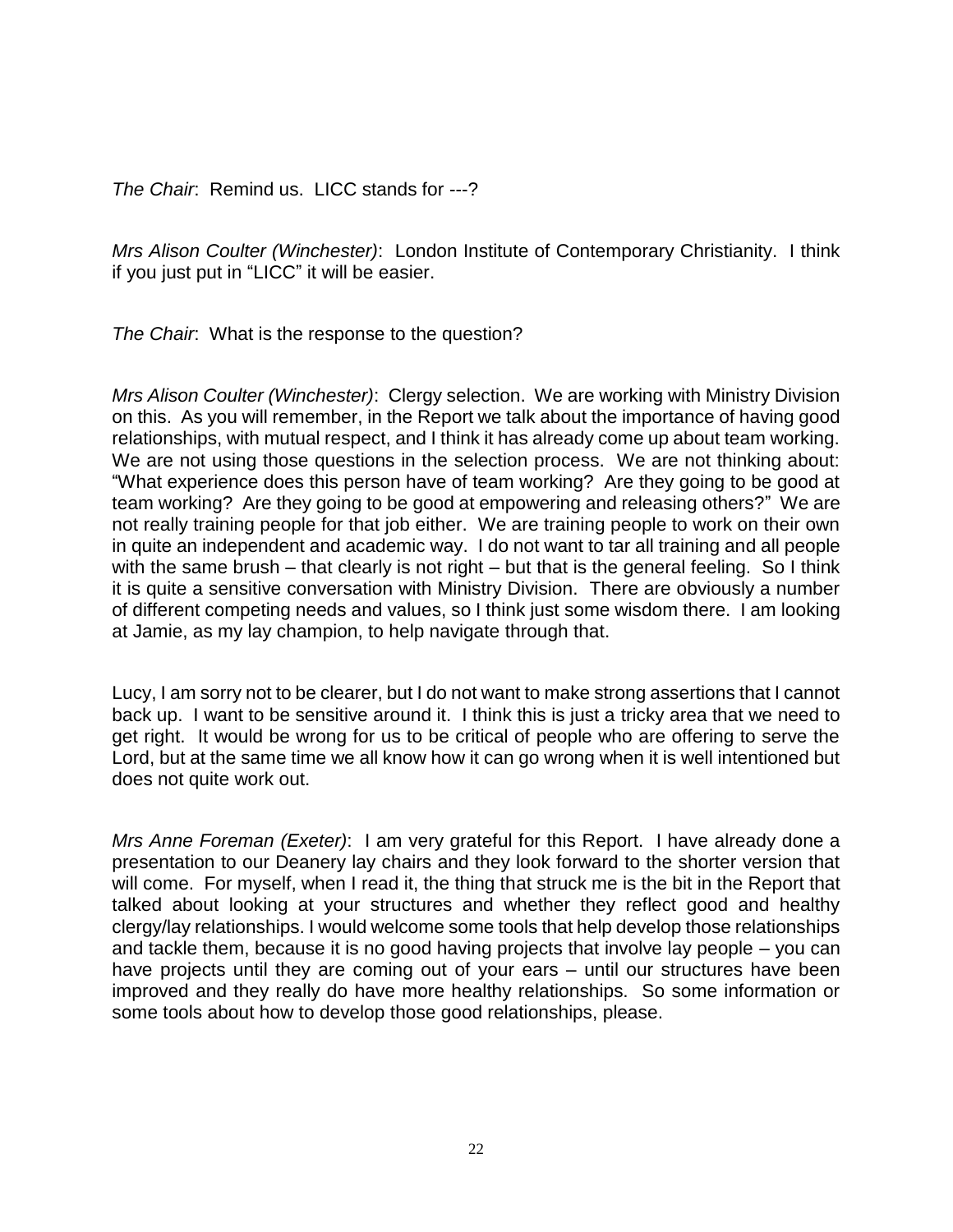*The Chair*: Remind us. LICC stands for ---?

*Mrs Alison Coulter (Winchester)*: London Institute of Contemporary Christianity. I think if you just put in "LICC" it will be easier.

*The Chair*: What is the response to the question?

*Mrs Alison Coulter (Winchester)*: Clergy selection. We are working with Ministry Division on this. As you will remember, in the Report we talk about the importance of having good relationships, with mutual respect, and I think it has already come up about team working. We are not using those questions in the selection process. We are not thinking about: "What experience does this person have of team working? Are they going to be good at team working? Are they going to be good at empowering and releasing others?" We are not really training people for that job either. We are training people to work on their own in quite an independent and academic way. I do not want to tar all training and all people with the same brush – that clearly is not right – but that is the general feeling. So I think it is quite a sensitive conversation with Ministry Division. There are obviously a number of different competing needs and values, so I think just some wisdom there. I am looking at Jamie, as my lay champion, to help navigate through that.

Lucy, I am sorry not to be clearer, but I do not want to make strong assertions that I cannot back up. I want to be sensitive around it. I think this is just a tricky area that we need to get right. It would be wrong for us to be critical of people who are offering to serve the Lord, but at the same time we all know how it can go wrong when it is well intentioned but does not quite work out.

*Mrs Anne Foreman (Exeter)*: I am very grateful for this Report. I have already done a presentation to our Deanery lay chairs and they look forward to the shorter version that will come. For myself, when I read it, the thing that struck me is the bit in the Report that talked about looking at your structures and whether they reflect good and healthy clergy/lay relationships. I would welcome some tools that help develop those relationships and tackle them, because it is no good having projects that involve lay people – you can have projects until they are coming out of your ears – until our structures have been improved and they really do have more healthy relationships. So some information or some tools about how to develop those good relationships, please.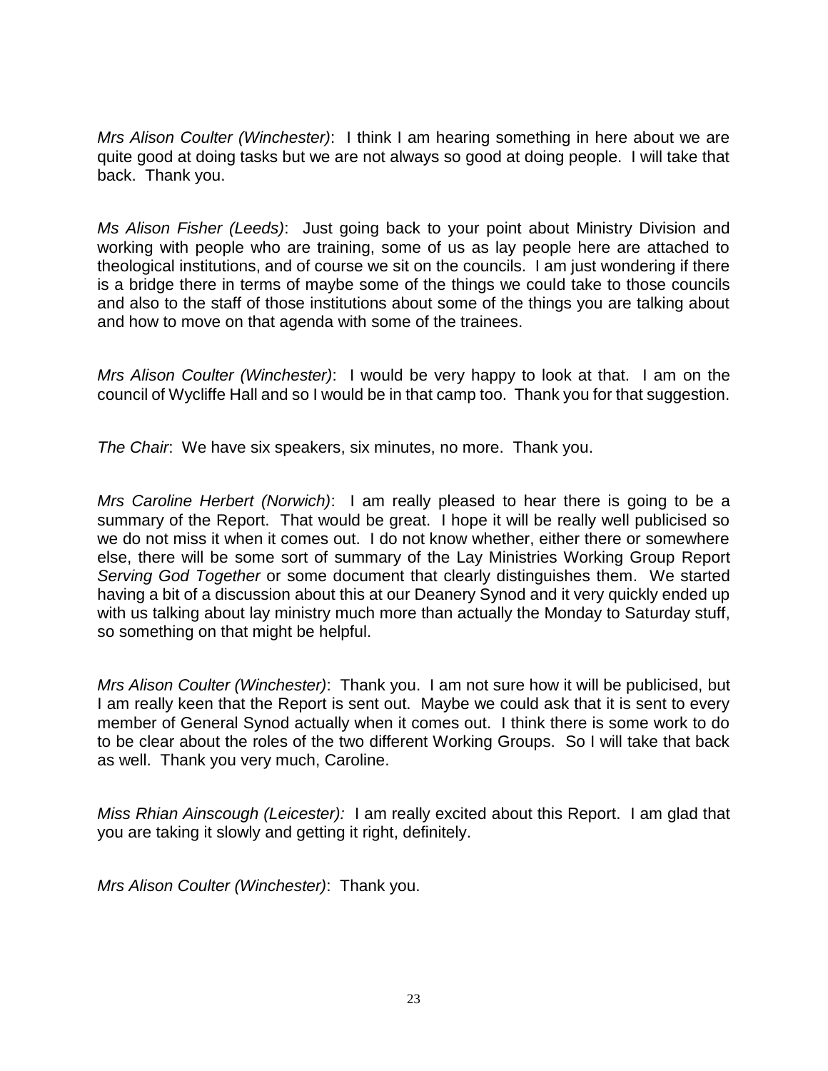*Mrs Alison Coulter (Winchester)*: I think I am hearing something in here about we are quite good at doing tasks but we are not always so good at doing people. I will take that back. Thank you.

*Ms Alison Fisher (Leeds)*: Just going back to your point about Ministry Division and working with people who are training, some of us as lay people here are attached to theological institutions, and of course we sit on the councils. I am just wondering if there is a bridge there in terms of maybe some of the things we could take to those councils and also to the staff of those institutions about some of the things you are talking about and how to move on that agenda with some of the trainees.

*Mrs Alison Coulter (Winchester)*: I would be very happy to look at that. I am on the council of Wycliffe Hall and so I would be in that camp too. Thank you for that suggestion.

*The Chair*: We have six speakers, six minutes, no more. Thank you.

*Mrs Caroline Herbert (Norwich)*: I am really pleased to hear there is going to be a summary of the Report. That would be great. I hope it will be really well publicised so we do not miss it when it comes out. I do not know whether, either there or somewhere else, there will be some sort of summary of the Lay Ministries Working Group Report *Serving God Together* or some document that clearly distinguishes them. We started having a bit of a discussion about this at our Deanery Synod and it very quickly ended up with us talking about lay ministry much more than actually the Monday to Saturday stuff, so something on that might be helpful.

*Mrs Alison Coulter (Winchester)*: Thank you. I am not sure how it will be publicised, but I am really keen that the Report is sent out. Maybe we could ask that it is sent to every member of General Synod actually when it comes out. I think there is some work to do to be clear about the roles of the two different Working Groups. So I will take that back as well. Thank you very much, Caroline.

*Miss Rhian Ainscough (Leicester):* I am really excited about this Report. I am glad that you are taking it slowly and getting it right, definitely.

*Mrs Alison Coulter (Winchester)*: Thank you.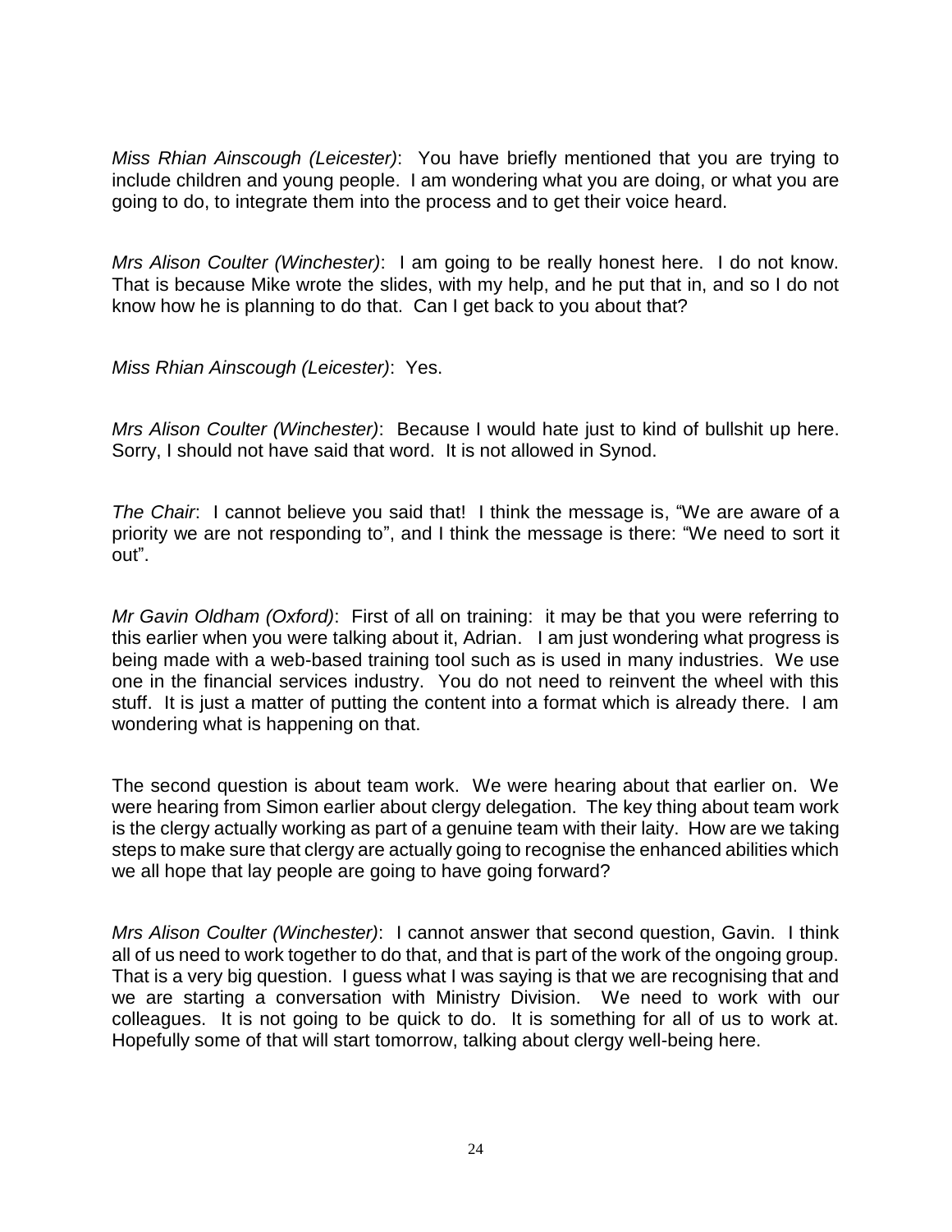*Miss Rhian Ainscough (Leicester)*: You have briefly mentioned that you are trying to include children and young people. I am wondering what you are doing, or what you are going to do, to integrate them into the process and to get their voice heard.

*Mrs Alison Coulter (Winchester)*: I am going to be really honest here. I do not know. That is because Mike wrote the slides, with my help, and he put that in, and so I do not know how he is planning to do that. Can I get back to you about that?

*Miss Rhian Ainscough (Leicester)*: Yes.

*Mrs Alison Coulter (Winchester)*: Because I would hate just to kind of bullshit up here. Sorry, I should not have said that word. It is not allowed in Synod.

*The Chair*: I cannot believe you said that! I think the message is, "We are aware of a priority we are not responding to", and I think the message is there: "We need to sort it out".

*Mr Gavin Oldham (Oxford)*: First of all on training: it may be that you were referring to this earlier when you were talking about it, Adrian. I am just wondering what progress is being made with a web-based training tool such as is used in many industries. We use one in the financial services industry. You do not need to reinvent the wheel with this stuff. It is just a matter of putting the content into a format which is already there. I am wondering what is happening on that.

The second question is about team work. We were hearing about that earlier on. We were hearing from Simon earlier about clergy delegation. The key thing about team work is the clergy actually working as part of a genuine team with their laity. How are we taking steps to make sure that clergy are actually going to recognise the enhanced abilities which we all hope that lay people are going to have going forward?

*Mrs Alison Coulter (Winchester)*: I cannot answer that second question, Gavin. I think all of us need to work together to do that, and that is part of the work of the ongoing group. That is a very big question. I guess what I was saying is that we are recognising that and we are starting a conversation with Ministry Division. We need to work with our colleagues. It is not going to be quick to do. It is something for all of us to work at. Hopefully some of that will start tomorrow, talking about clergy well-being here.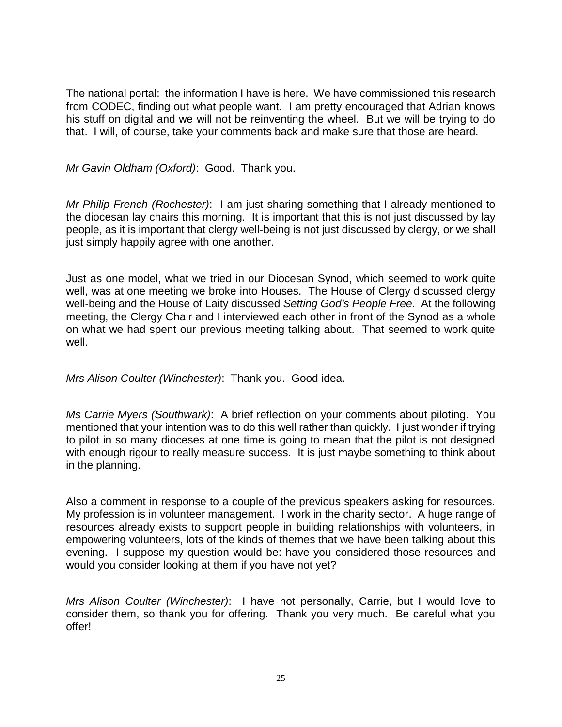The national portal: the information I have is here. We have commissioned this research from CODEC, finding out what people want. I am pretty encouraged that Adrian knows his stuff on digital and we will not be reinventing the wheel. But we will be trying to do that. I will, of course, take your comments back and make sure that those are heard.

*Mr Gavin Oldham (Oxford)*: Good. Thank you.

*Mr Philip French (Rochester)*: I am just sharing something that I already mentioned to the diocesan lay chairs this morning. It is important that this is not just discussed by lay people, as it is important that clergy well-being is not just discussed by clergy, or we shall just simply happily agree with one another.

Just as one model, what we tried in our Diocesan Synod, which seemed to work quite well, was at one meeting we broke into Houses. The House of Clergy discussed clergy well-being and the House of Laity discussed *Setting God's People Free*. At the following meeting, the Clergy Chair and I interviewed each other in front of the Synod as a whole on what we had spent our previous meeting talking about. That seemed to work quite well.

*Mrs Alison Coulter (Winchester)*: Thank you. Good idea.

*Ms Carrie Myers (Southwark)*: A brief reflection on your comments about piloting. You mentioned that your intention was to do this well rather than quickly. I just wonder if trying to pilot in so many dioceses at one time is going to mean that the pilot is not designed with enough rigour to really measure success. It is just maybe something to think about in the planning.

Also a comment in response to a couple of the previous speakers asking for resources. My profession is in volunteer management. I work in the charity sector. A huge range of resources already exists to support people in building relationships with volunteers, in empowering volunteers, lots of the kinds of themes that we have been talking about this evening. I suppose my question would be: have you considered those resources and would you consider looking at them if you have not yet?

*Mrs Alison Coulter (Winchester)*: I have not personally, Carrie, but I would love to consider them, so thank you for offering. Thank you very much. Be careful what you offer!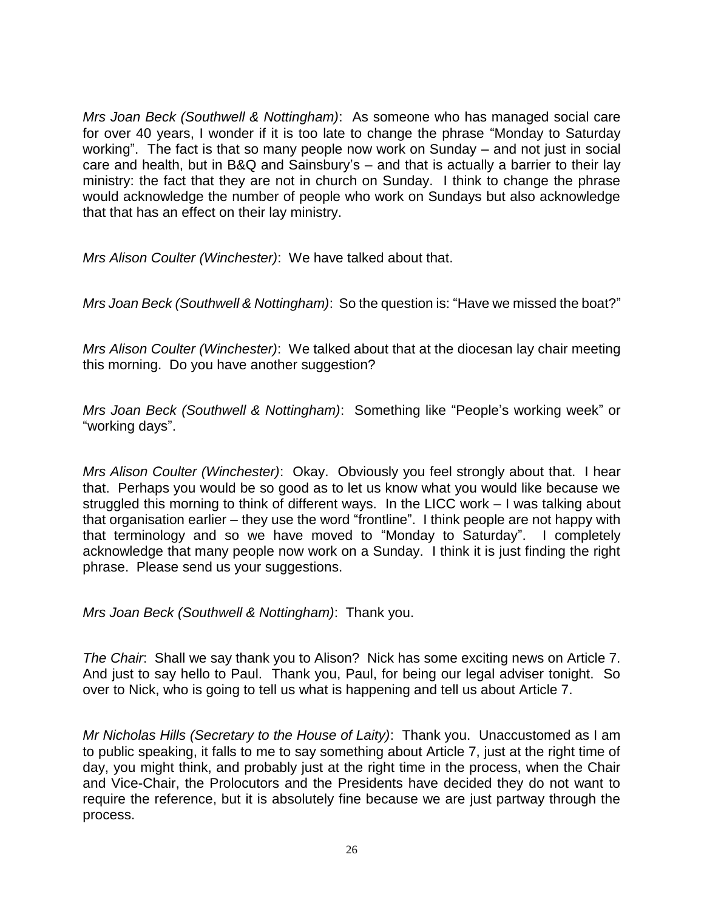*Mrs Joan Beck (Southwell & Nottingham)*: As someone who has managed social care for over 40 years, I wonder if it is too late to change the phrase "Monday to Saturday working". The fact is that so many people now work on Sunday – and not just in social care and health, but in B&Q and Sainsbury's – and that is actually a barrier to their lay ministry: the fact that they are not in church on Sunday. I think to change the phrase would acknowledge the number of people who work on Sundays but also acknowledge that that has an effect on their lay ministry.

*Mrs Alison Coulter (Winchester)*: We have talked about that.

*Mrs Joan Beck (Southwell & Nottingham)*: So the question is: "Have we missed the boat?"

*Mrs Alison Coulter (Winchester)*: We talked about that at the diocesan lay chair meeting this morning. Do you have another suggestion?

*Mrs Joan Beck (Southwell & Nottingham)*: Something like "People's working week" or "working days".

*Mrs Alison Coulter (Winchester)*: Okay. Obviously you feel strongly about that. I hear that. Perhaps you would be so good as to let us know what you would like because we struggled this morning to think of different ways. In the LICC work – I was talking about that organisation earlier – they use the word "frontline". I think people are not happy with that terminology and so we have moved to "Monday to Saturday". I completely acknowledge that many people now work on a Sunday. I think it is just finding the right phrase. Please send us your suggestions.

*Mrs Joan Beck (Southwell & Nottingham)*: Thank you.

*The Chair*: Shall we say thank you to Alison? Nick has some exciting news on Article 7. And just to say hello to Paul. Thank you, Paul, for being our legal adviser tonight. So over to Nick, who is going to tell us what is happening and tell us about Article 7.

*Mr Nicholas Hills (Secretary to the House of Laity)*: Thank you. Unaccustomed as I am to public speaking, it falls to me to say something about Article 7, just at the right time of day, you might think, and probably just at the right time in the process, when the Chair and Vice-Chair, the Prolocutors and the Presidents have decided they do not want to require the reference, but it is absolutely fine because we are just partway through the process.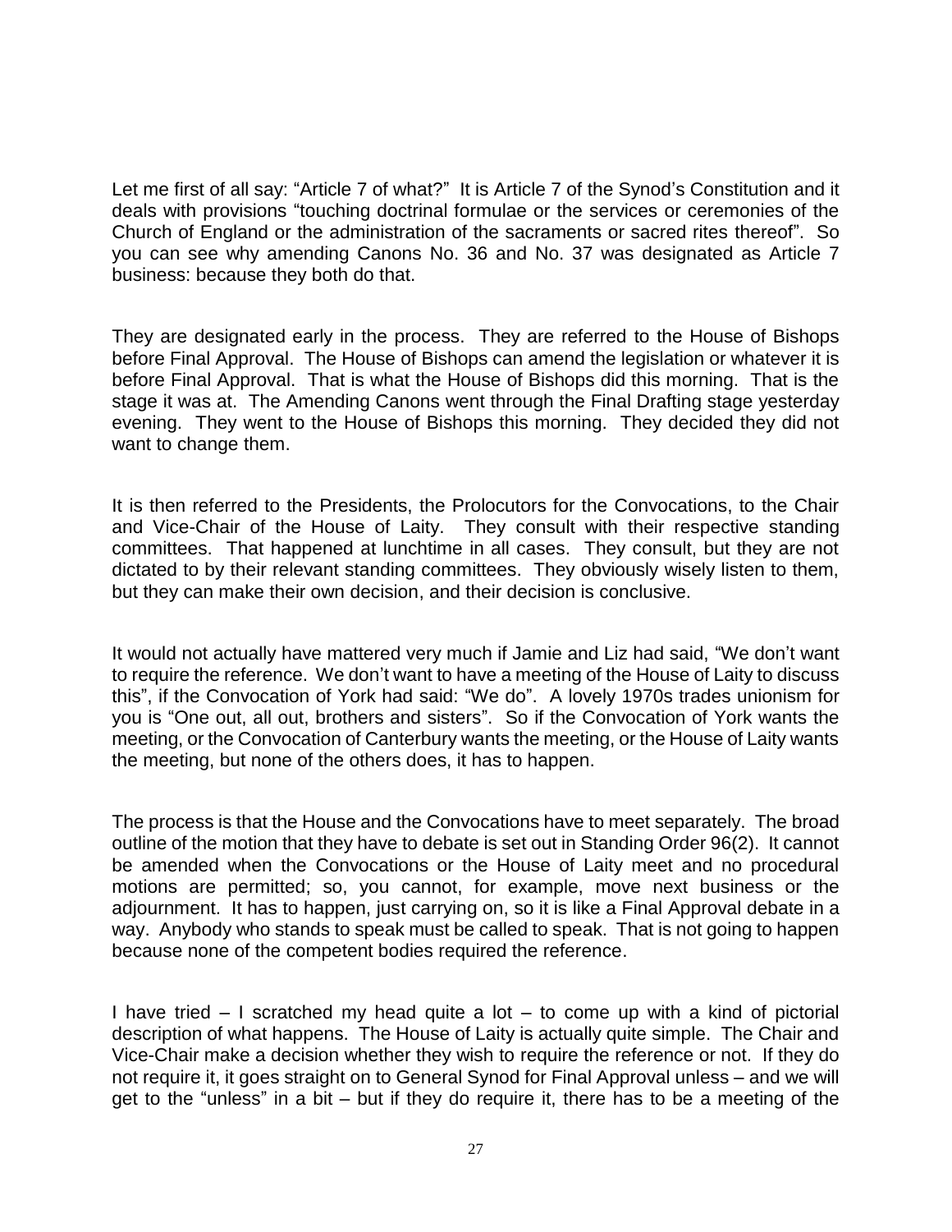Let me first of all say: "Article 7 of what?" It is Article 7 of the Synod's Constitution and it deals with provisions "touching doctrinal formulae or the services or ceremonies of the Church of England or the administration of the sacraments or sacred rites thereof". So you can see why amending Canons No. 36 and No. 37 was designated as Article 7 business: because they both do that.

They are designated early in the process. They are referred to the House of Bishops before Final Approval. The House of Bishops can amend the legislation or whatever it is before Final Approval. That is what the House of Bishops did this morning. That is the stage it was at. The Amending Canons went through the Final Drafting stage yesterday evening. They went to the House of Bishops this morning. They decided they did not want to change them.

It is then referred to the Presidents, the Prolocutors for the Convocations, to the Chair and Vice-Chair of the House of Laity. They consult with their respective standing committees. That happened at lunchtime in all cases. They consult, but they are not dictated to by their relevant standing committees. They obviously wisely listen to them, but they can make their own decision, and their decision is conclusive.

It would not actually have mattered very much if Jamie and Liz had said, "We don't want to require the reference. We don't want to have a meeting of the House of Laity to discuss this", if the Convocation of York had said: "We do". A lovely 1970s trades unionism for you is "One out, all out, brothers and sisters". So if the Convocation of York wants the meeting, or the Convocation of Canterbury wants the meeting, or the House of Laity wants the meeting, but none of the others does, it has to happen.

The process is that the House and the Convocations have to meet separately. The broad outline of the motion that they have to debate is set out in Standing Order 96(2). It cannot be amended when the Convocations or the House of Laity meet and no procedural motions are permitted; so, you cannot, for example, move next business or the adjournment. It has to happen, just carrying on, so it is like a Final Approval debate in a way. Anybody who stands to speak must be called to speak. That is not going to happen because none of the competent bodies required the reference.

I have tried – I scratched my head quite a lot – to come up with a kind of pictorial description of what happens. The House of Laity is actually quite simple. The Chair and Vice-Chair make a decision whether they wish to require the reference or not. If they do not require it, it goes straight on to General Synod for Final Approval unless – and we will get to the "unless" in a bit – but if they do require it, there has to be a meeting of the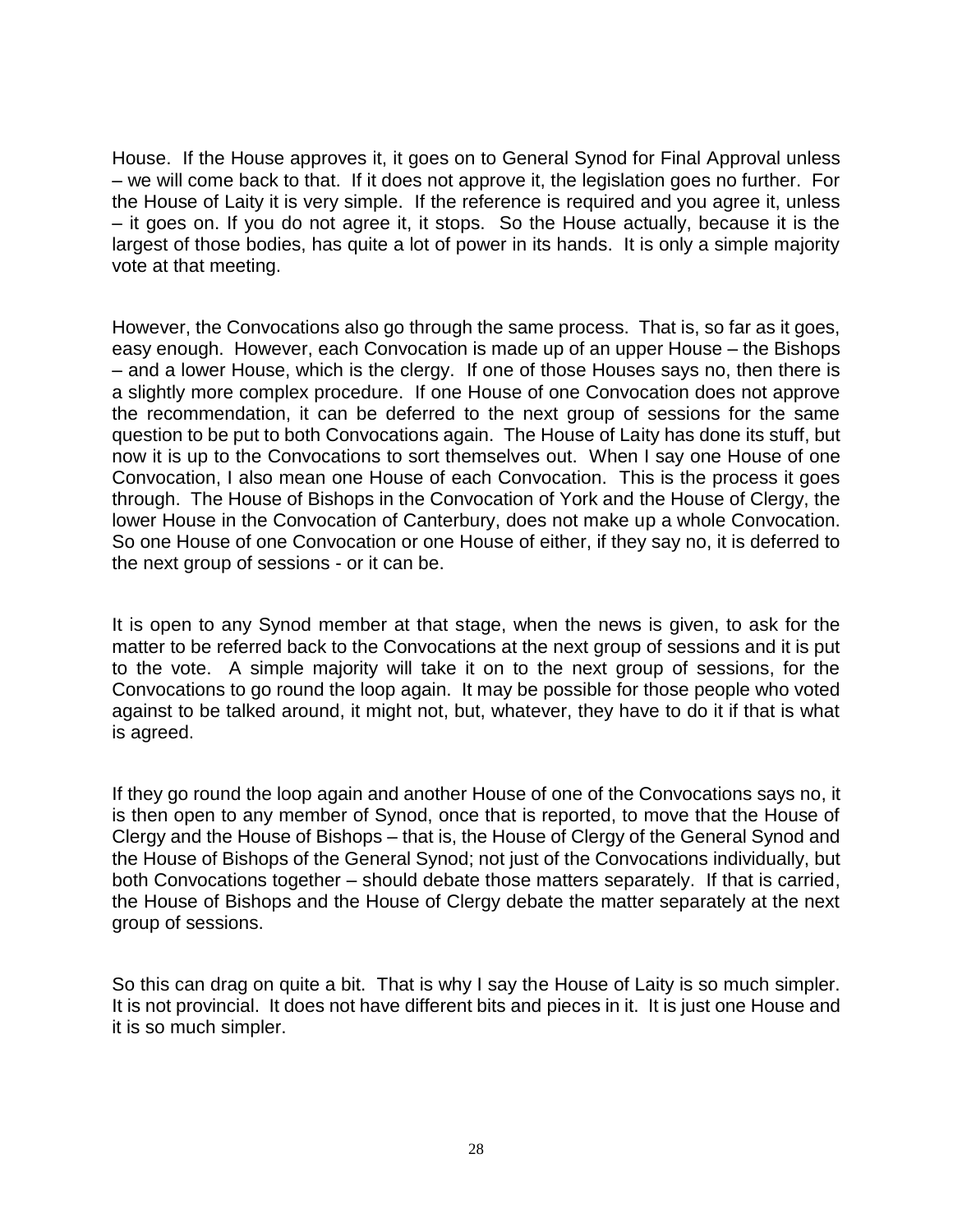House. If the House approves it, it goes on to General Synod for Final Approval unless – we will come back to that. If it does not approve it, the legislation goes no further. For the House of Laity it is very simple. If the reference is required and you agree it, unless – it goes on. If you do not agree it, it stops. So the House actually, because it is the largest of those bodies, has quite a lot of power in its hands. It is only a simple majority vote at that meeting.

However, the Convocations also go through the same process. That is, so far as it goes, easy enough. However, each Convocation is made up of an upper House – the Bishops – and a lower House, which is the clergy. If one of those Houses says no, then there is a slightly more complex procedure. If one House of one Convocation does not approve the recommendation, it can be deferred to the next group of sessions for the same question to be put to both Convocations again. The House of Laity has done its stuff, but now it is up to the Convocations to sort themselves out. When I say one House of one Convocation, I also mean one House of each Convocation. This is the process it goes through. The House of Bishops in the Convocation of York and the House of Clergy, the lower House in the Convocation of Canterbury, does not make up a whole Convocation. So one House of one Convocation or one House of either, if they say no, it is deferred to the next group of sessions - or it can be.

It is open to any Synod member at that stage, when the news is given, to ask for the matter to be referred back to the Convocations at the next group of sessions and it is put to the vote. A simple majority will take it on to the next group of sessions, for the Convocations to go round the loop again. It may be possible for those people who voted against to be talked around, it might not, but, whatever, they have to do it if that is what is agreed.

If they go round the loop again and another House of one of the Convocations says no, it is then open to any member of Synod, once that is reported, to move that the House of Clergy and the House of Bishops – that is, the House of Clergy of the General Synod and the House of Bishops of the General Synod; not just of the Convocations individually, but both Convocations together – should debate those matters separately. If that is carried, the House of Bishops and the House of Clergy debate the matter separately at the next group of sessions.

So this can drag on quite a bit. That is why I say the House of Laity is so much simpler. It is not provincial. It does not have different bits and pieces in it. It is just one House and it is so much simpler.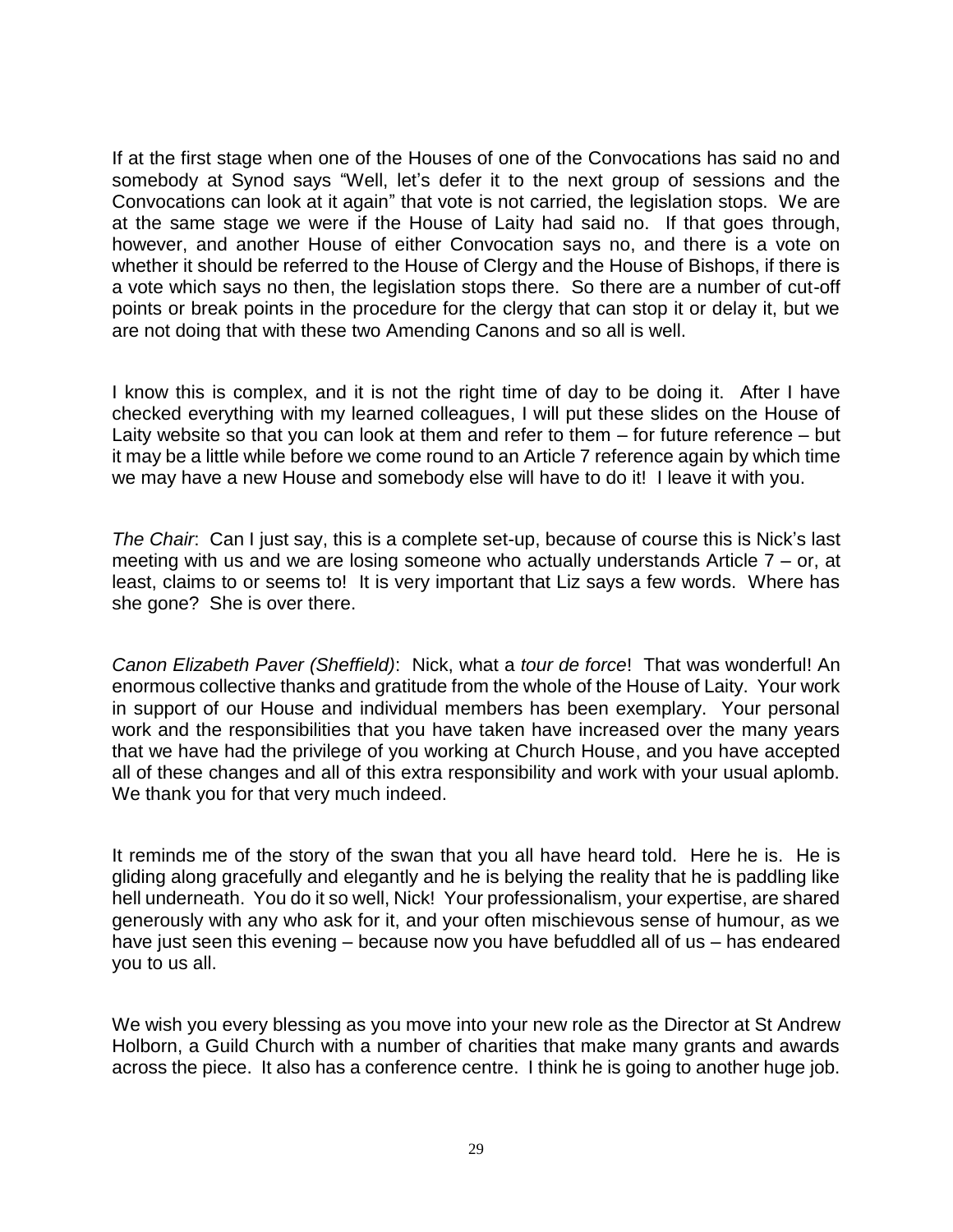If at the first stage when one of the Houses of one of the Convocations has said no and somebody at Synod says "Well, let's defer it to the next group of sessions and the Convocations can look at it again" that vote is not carried, the legislation stops. We are at the same stage we were if the House of Laity had said no. If that goes through, however, and another House of either Convocation says no, and there is a vote on whether it should be referred to the House of Clergy and the House of Bishops, if there is a vote which says no then, the legislation stops there. So there are a number of cut-off points or break points in the procedure for the clergy that can stop it or delay it, but we are not doing that with these two Amending Canons and so all is well.

I know this is complex, and it is not the right time of day to be doing it. After I have checked everything with my learned colleagues, I will put these slides on the House of Laity website so that you can look at them and refer to them – for future reference – but it may be a little while before we come round to an Article 7 reference again by which time we may have a new House and somebody else will have to do it! I leave it with you.

*The Chair*: Can I just say, this is a complete set-up, because of course this is Nick's last meeting with us and we are losing someone who actually understands Article 7 – or, at least, claims to or seems to! It is very important that Liz says a few words. Where has she gone? She is over there.

*Canon Elizabeth Paver (Sheffield)*: Nick, what a *tour de force*! That was wonderful! An enormous collective thanks and gratitude from the whole of the House of Laity. Your work in support of our House and individual members has been exemplary. Your personal work and the responsibilities that you have taken have increased over the many years that we have had the privilege of you working at Church House, and you have accepted all of these changes and all of this extra responsibility and work with your usual aplomb. We thank you for that very much indeed.

It reminds me of the story of the swan that you all have heard told. Here he is. He is gliding along gracefully and elegantly and he is belying the reality that he is paddling like hell underneath. You do it so well, Nick! Your professionalism, your expertise, are shared generously with any who ask for it, and your often mischievous sense of humour, as we have just seen this evening – because now you have befuddled all of us – has endeared you to us all.

We wish you every blessing as you move into your new role as the Director at St Andrew Holborn, a Guild Church with a number of charities that make many grants and awards across the piece. It also has a conference centre. I think he is going to another huge job.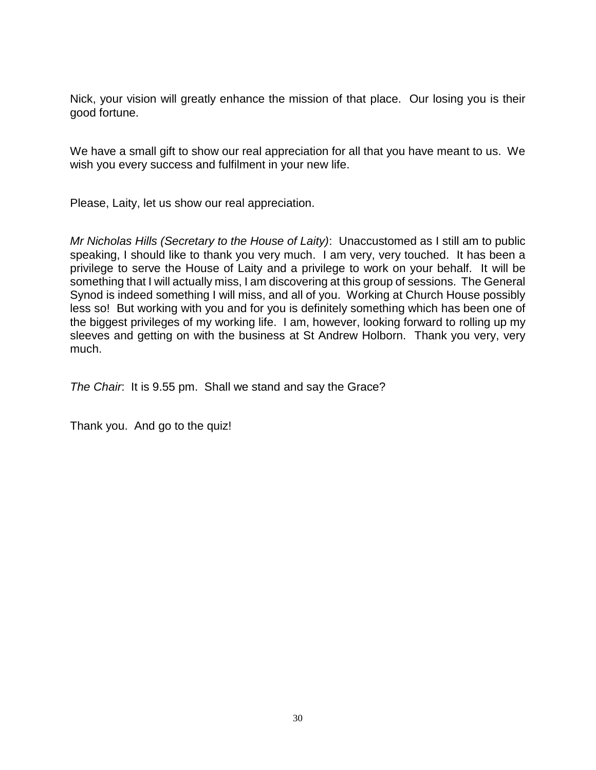Nick, your vision will greatly enhance the mission of that place. Our losing you is their good fortune.

We have a small gift to show our real appreciation for all that you have meant to us. We wish you every success and fulfilment in your new life.

Please, Laity, let us show our real appreciation.

*Mr Nicholas Hills (Secretary to the House of Laity)*: Unaccustomed as I still am to public speaking, I should like to thank you very much. I am very, very touched. It has been a privilege to serve the House of Laity and a privilege to work on your behalf. It will be something that I will actually miss, I am discovering at this group of sessions. The General Synod is indeed something I will miss, and all of you. Working at Church House possibly less so! But working with you and for you is definitely something which has been one of the biggest privileges of my working life. I am, however, looking forward to rolling up my sleeves and getting on with the business at St Andrew Holborn. Thank you very, very much.

*The Chair*: It is 9.55 pm. Shall we stand and say the Grace?

Thank you. And go to the quiz!